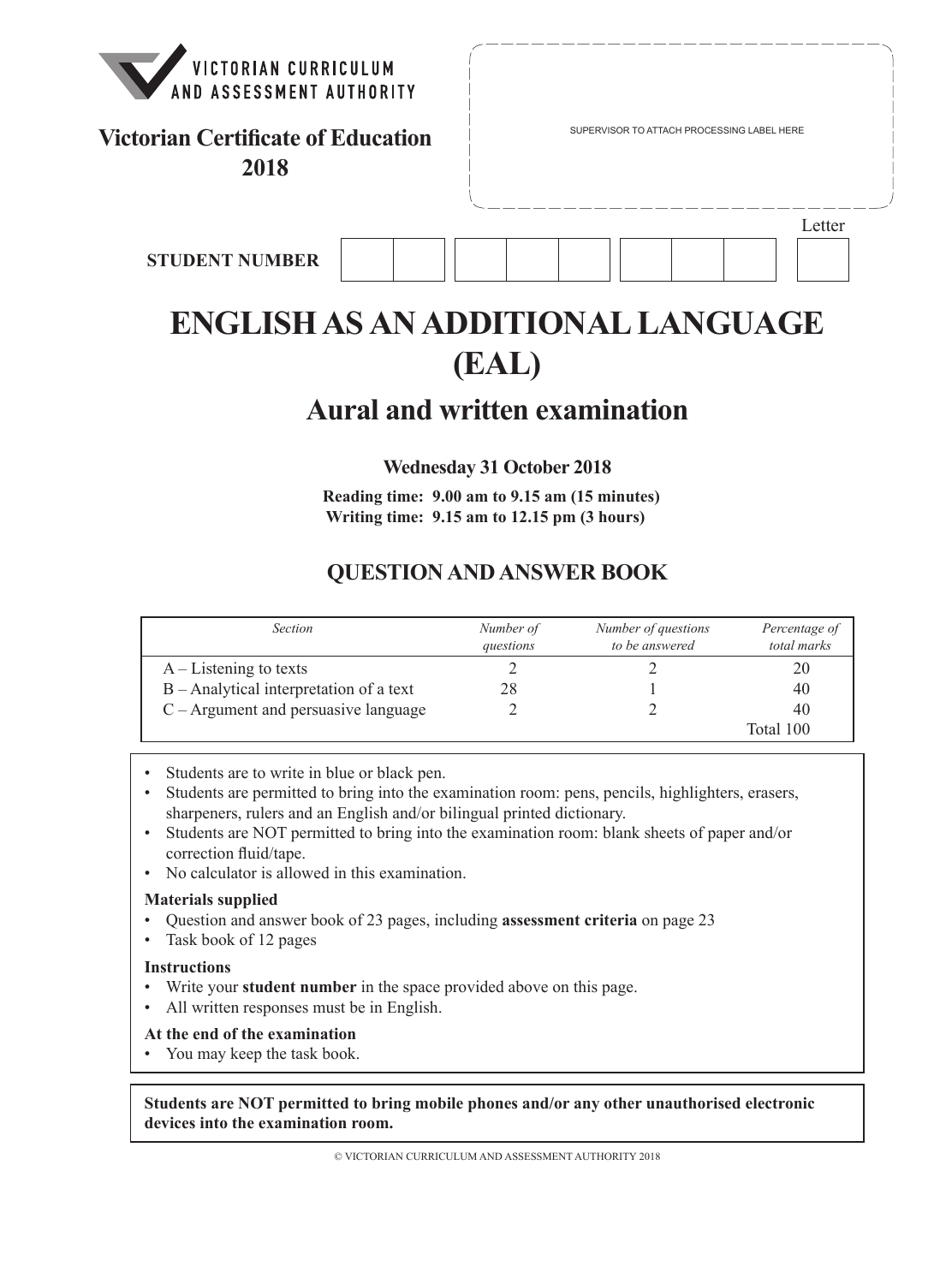VICTORIAN CURRICULUM AND ASSESSMENT AUTHORITY

**Victorian Certificate of Education 2018**

SUPERVISOR TO ATTACH PROCESSING LABEL HERE

**STUDENT NUMBER** | | | | | | | | | | Letter | |

# ENGLISH AS AN ADDITIONAL LANGUAGE (EAL)

## Aural and written examination

**Wednesday 31 October 2018**

**Reading time: 9.00 am to 9.15 am (15 minutes)**
**Writing time: 9.15 am to 12.15 pm (3 hours)**

## QUESTION AND ANSWER BOOK

| *Section* | *Number of questions* | *Number of questions to be answered* | *Percentage of total marks* |
|---|---|---|---|
| A – Listening to texts | 2 | 2 | 20 |
| B – Analytical interpretation of a text | 28 | 1 | 40 |
| C – Argument and persuasive language | 2 | 2 | 40 |
| | | | Total 100 |

- Students are to write in blue or black pen.
- Students are permitted to bring into the examination room: pens, pencils, highlighters, erasers, sharpeners, rulers and an English and/or bilingual printed dictionary.
- Students are NOT permitted to bring into the examination room: blank sheets of paper and/or correction fluid/tape.
- No calculator is allowed in this examination.

**Materials supplied**
- Question and answer book of 23 pages, including **assessment criteria** on page 23
- Task book of 12 pages

**Instructions**
- Write your **student number** in the space provided above on this page.
- All written responses must be in English.

**At the end of the examination**
- You may keep the task book.

**Students are NOT permitted to bring mobile phones and/or any other unauthorised electronic devices into the examination room.**

© VICTORIAN CURRICULUM AND ASSESSMENT AUTHORITY 2018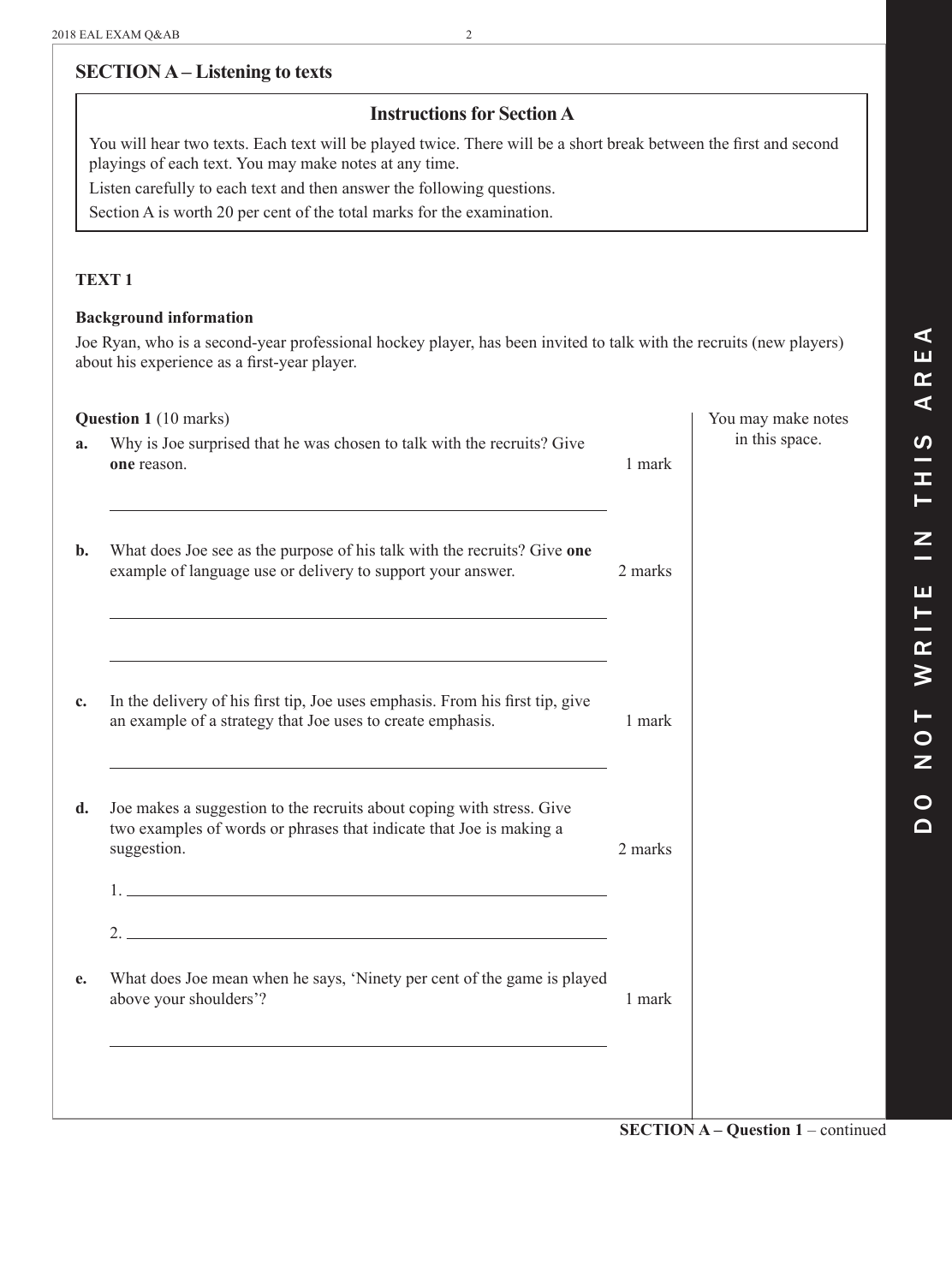## SECTION A – Listening to texts

### Instructions for Section A

You will hear two texts. Each text will be played twice. There will be a short break between the first and second playings of each text. You may make notes at any time.

Listen carefully to each text and then answer the following questions.

Section A is worth 20 per cent of the total marks for the examination.

**TEXT 1**

**Background information**

Joe Ryan, who is a second-year professional hockey player, has been invited to talk with the recruits (new players) about his experience as a first-year player.

**Question 1** (10 marks)

You may make notes in this space.

**a.** Why is Joe surprised that he was chosen to talk with the recruits? Give **one** reason. 1 mark

______________________________________________

**b.** What does Joe see as the purpose of his talk with the recruits? Give **one** example of language use or delivery to support your answer. 2 marks

______________________________________________

______________________________________________

**c.** In the delivery of his first tip, Joe uses emphasis. From his first tip, give an example of a strategy that Joe uses to create emphasis. 1 mark

______________________________________________

**d.** Joe makes a suggestion to the recruits about coping with stress. Give two examples of words or phrases that indicate that Joe is making a suggestion. 2 marks

1. ______________________________________________

2. ______________________________________________

**e.** What does Joe mean when he says, 'Ninety per cent of the game is played above your shoulders'? 1 mark

______________________________________________

DO NOT WRITE IN THIS AREA

**SECTION A – Question 1** – continued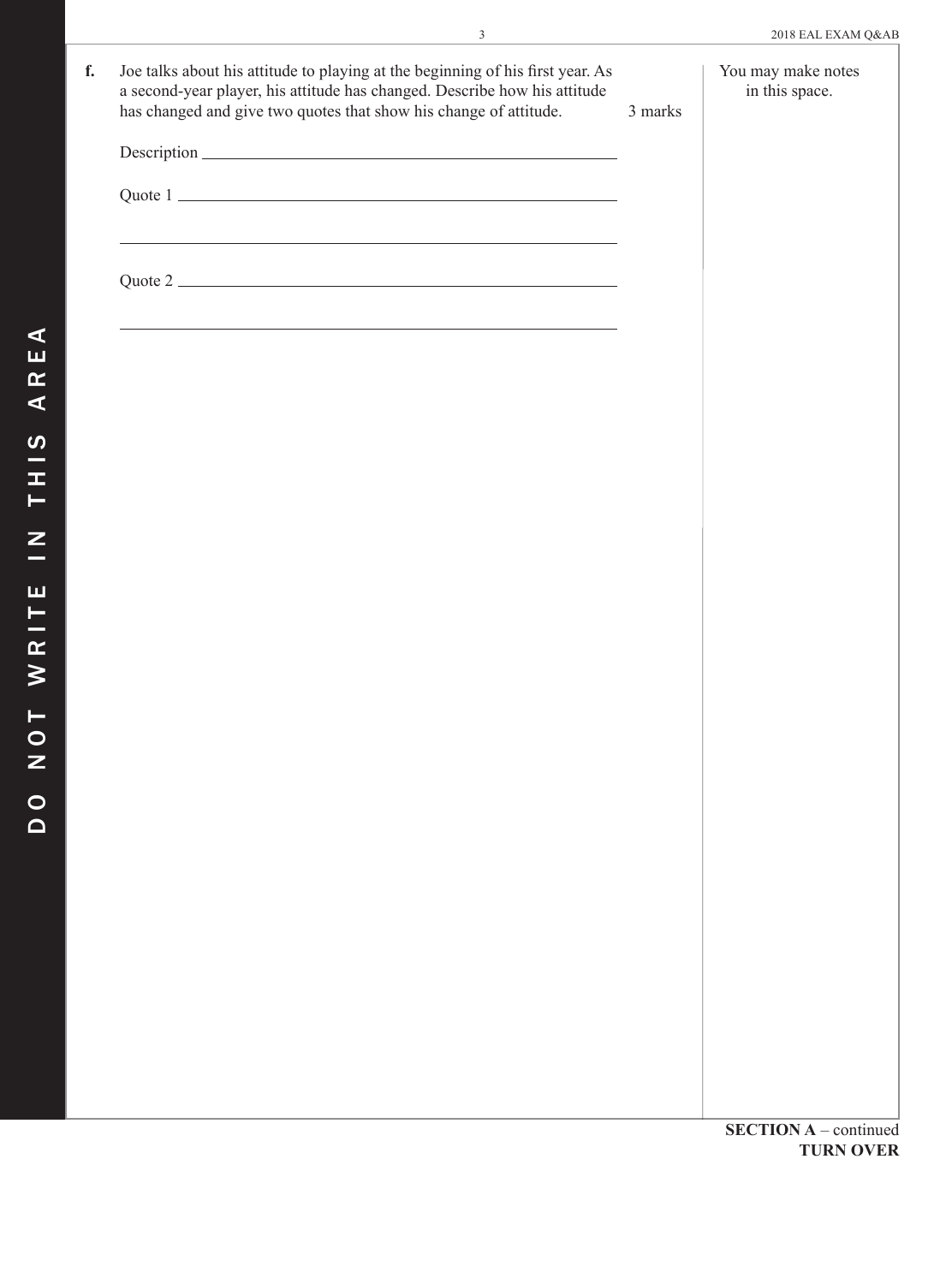**f.** Joe talks about his attitude to playing at the beginning of his first year. As a second-year player, his attitude has changed. Describe how his attitude has changed and give two quotes that show his change of attitude. 3 marks

Description ________________________________________________

Quote 1 ________________________________________________

________________________________________________

Quote 2 ________________________________________________

________________________________________________

You may make notes in this space.

**SECTION A** – continued
**TURN OVER**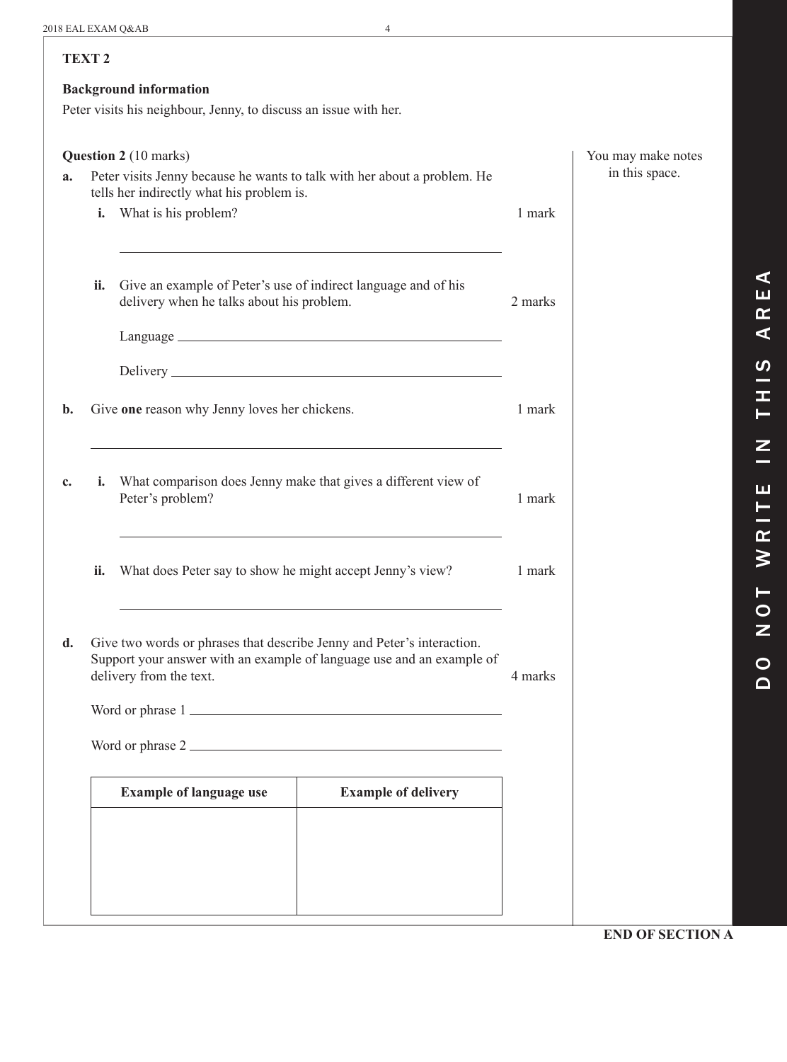## TEXT 2

**Background information**

Peter visits his neighbour, Jenny, to discuss an issue with her.

**Question 2** (10 marks)

You may make notes in this space.

**a.** Peter visits Jenny because he wants to talk with her about a problem. He tells her indirectly what his problem is.

**i.** What is his problem? 1 mark

______________________________________________

**ii.** Give an example of Peter's use of indirect language and of his delivery when he talks about his problem. 2 marks

Language ______________________________________________

Delivery ______________________________________________

**b.** Give **one** reason why Jenny loves her chickens. 1 mark

______________________________________________

**c.** **i.** What comparison does Jenny make that gives a different view of Peter's problem? 1 mark

______________________________________________

**ii.** What does Peter say to show he might accept Jenny's view? 1 mark

______________________________________________

**d.** Give two words or phrases that describe Jenny and Peter's interaction. Support your answer with an example of language use and an example of delivery from the text. 4 marks

Word or phrase 1 ______________________________________________

Word or phrase 2 ______________________________________________

| Example of language use | Example of delivery |
| --- | --- |
| | |

DO NOT WRITE IN THIS AREA

**END OF SECTION A**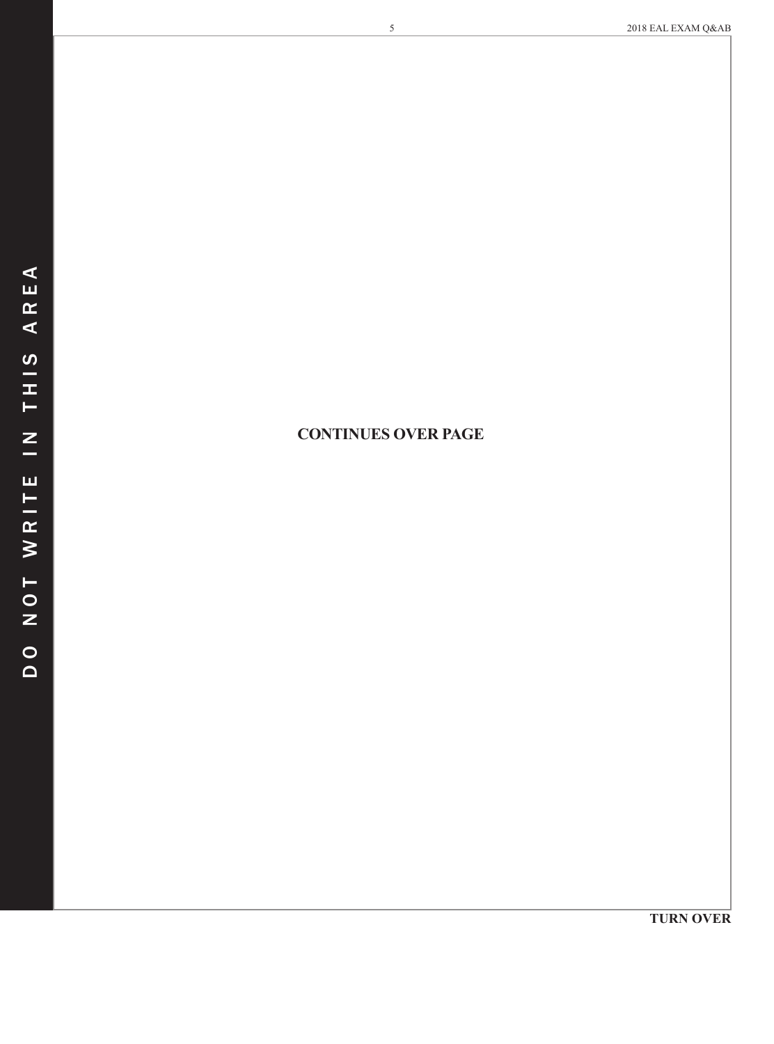**CONTINUES OVER PAGE**

**TURN OVER**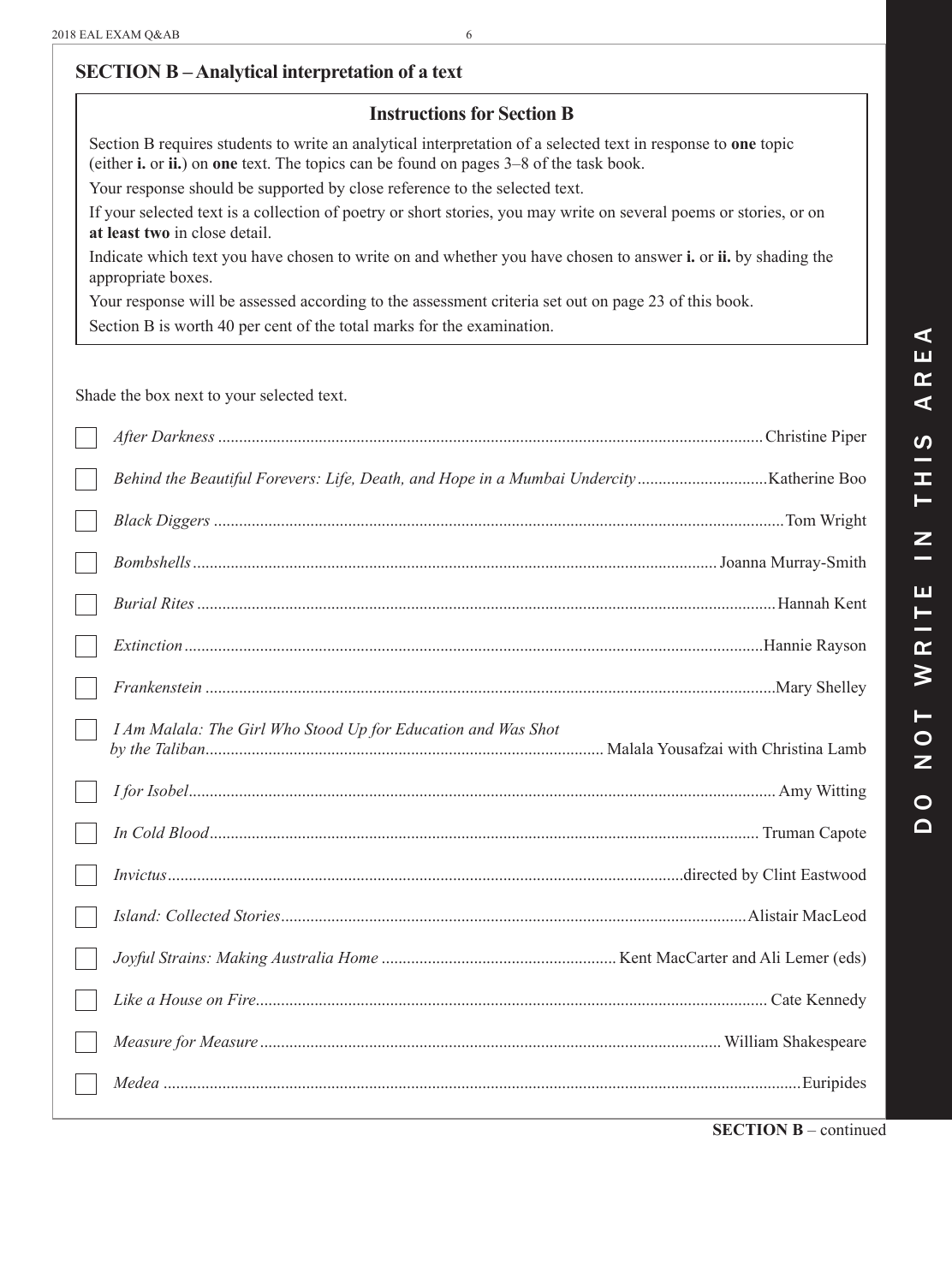## SECTION B – Analytical interpretation of a text

### Instructions for Section B

Section B requires students to write an analytical interpretation of a selected text in response to **one** topic (either **i.** or **ii.**) on **one** text. The topics can be found on pages 3–8 of the task book.

Your response should be supported by close reference to the selected text.

If your selected text is a collection of poetry or short stories, you may write on several poems or stories, or on **at least two** in close detail.

Indicate which text you have chosen to write on and whether you have chosen to answer **i.** or **ii.** by shading the appropriate boxes.

Your response will be assessed according to the assessment criteria set out on page 23 of this book.

Section B is worth 40 per cent of the total marks for the examination.

Shade the box next to your selected text.

- ☐ *After Darkness* ........ Christine Piper
- ☐ *Behind the Beautiful Forevers: Life, Death, and Hope in a Mumbai Undercity* ........ Katherine Boo
- ☐ *Black Diggers* ........ Tom Wright
- ☐ *Bombshells* ........ Joanna Murray-Smith
- ☐ *Burial Rites* ........ Hannah Kent
- ☐ *Extinction* ........ Hannie Rayson
- ☐ *Frankenstein* ........ Mary Shelley
- ☐ *I Am Malala: The Girl Who Stood Up for Education and Was Shot by the Taliban* ........ Malala Yousafzai with Christina Lamb
- ☐ *I for Isobel* ........ Amy Witting
- ☐ *In Cold Blood* ........ Truman Capote
- ☐ *Invictus* ........ directed by Clint Eastwood
- ☐ *Island: Collected Stories* ........ Alistair MacLeod
- ☐ *Joyful Strains: Making Australia Home* ........ Kent MacCarter and Ali Lemer (eds)
- ☐ *Like a House on Fire* ........ Cate Kennedy
- ☐ *Measure for Measure* ........ William Shakespeare
- ☐ *Medea* ........ Euripides

**SECTION B** – continued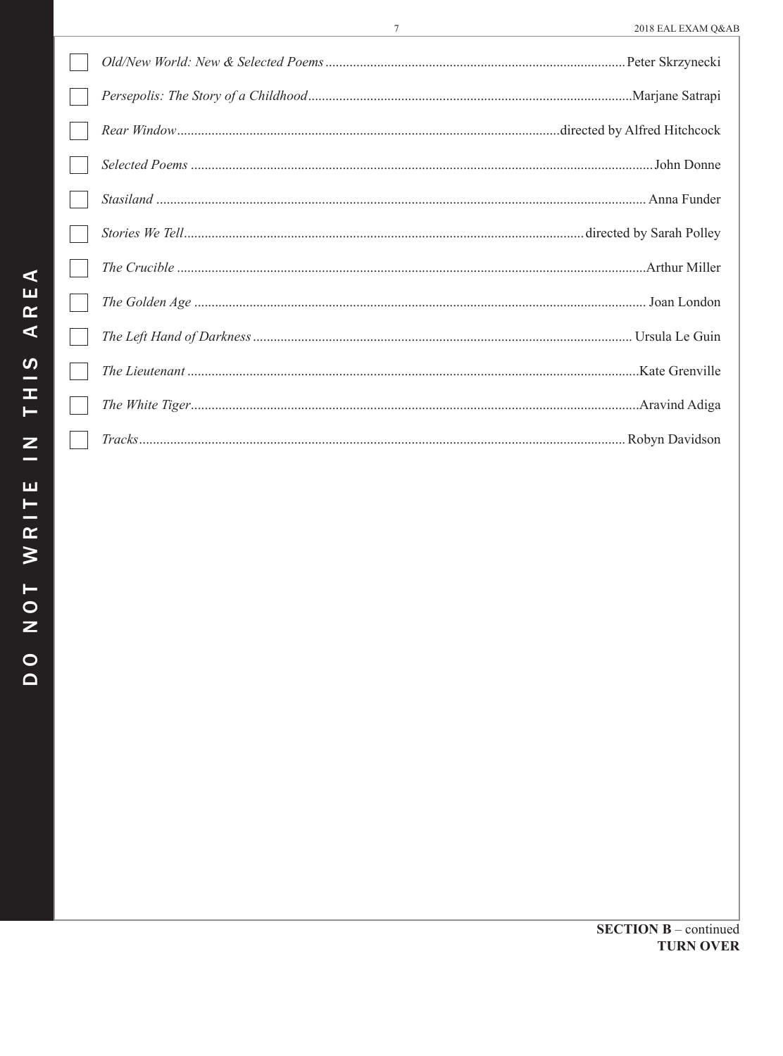- [ ] *Old/New World: New & Selected Poems* .......... Peter Skrzynecki
- [ ] *Persepolis: The Story of a Childhood* .......... Marjane Satrapi
- [ ] *Rear Window* .......... directed by Alfred Hitchcock
- [ ] *Selected Poems* .......... John Donne
- [ ] *Stasiland* .......... Anna Funder
- [ ] *Stories We Tell* .......... directed by Sarah Polley
- [ ] *The Crucible* .......... Arthur Miller
- [ ] *The Golden Age* .......... Joan London
- [ ] *The Left Hand of Darkness* .......... Ursula Le Guin
- [ ] *The Lieutenant* .......... Kate Grenville
- [ ] *The White Tiger* .......... Aravind Adiga
- [ ] *Tracks* .......... Robyn Davidson

**SECTION B** – continued
**TURN OVER**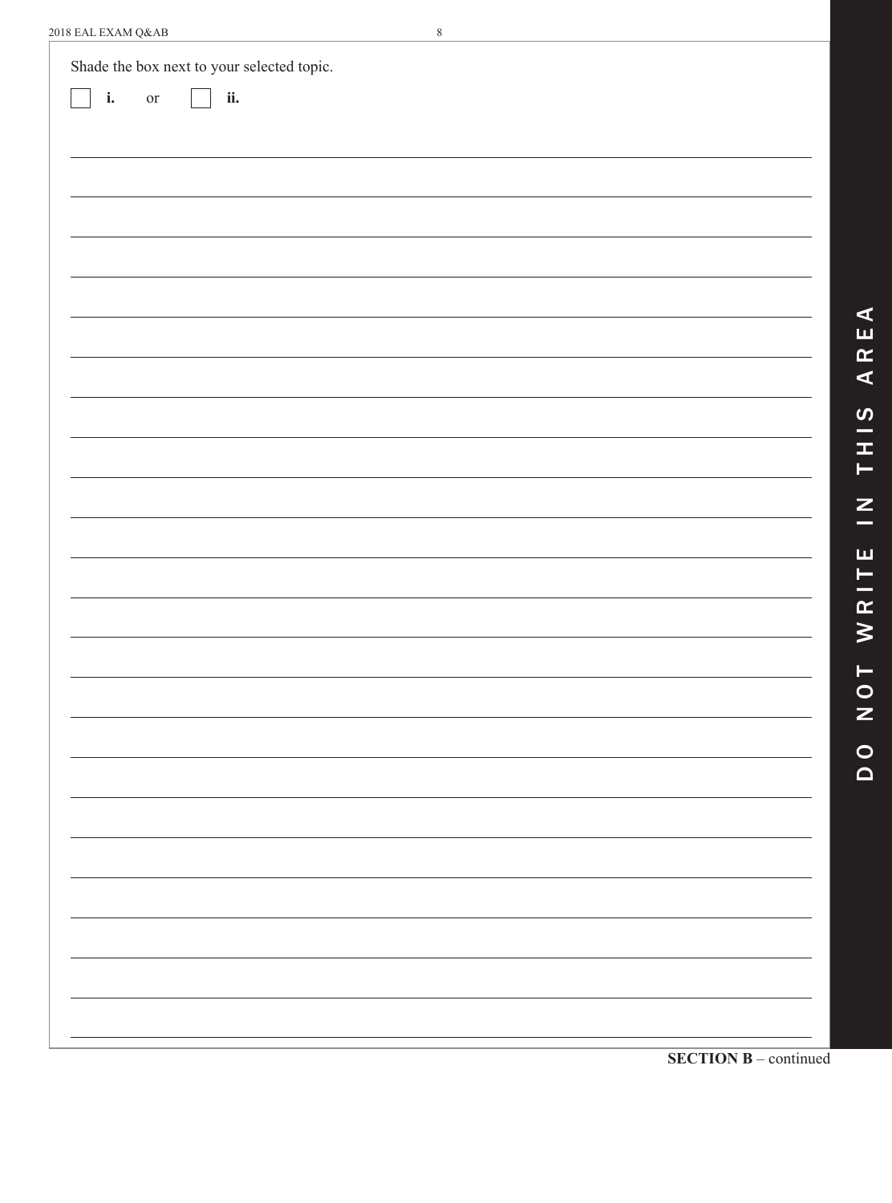Shade the box next to your selected topic.

☐ **i.** or ☐ **ii.**

**SECTION B** – continued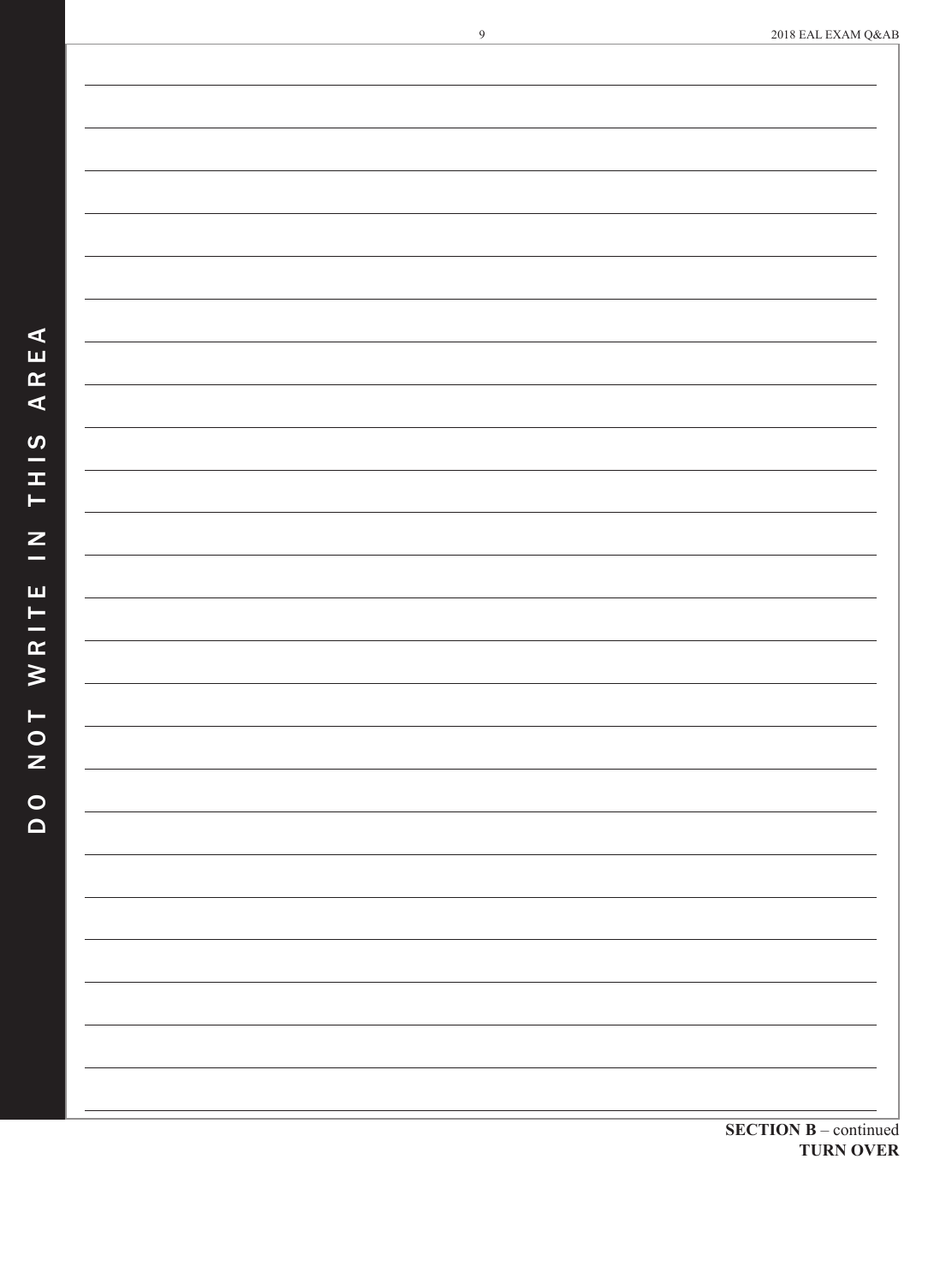**SECTION B** – continued
**TURN OVER**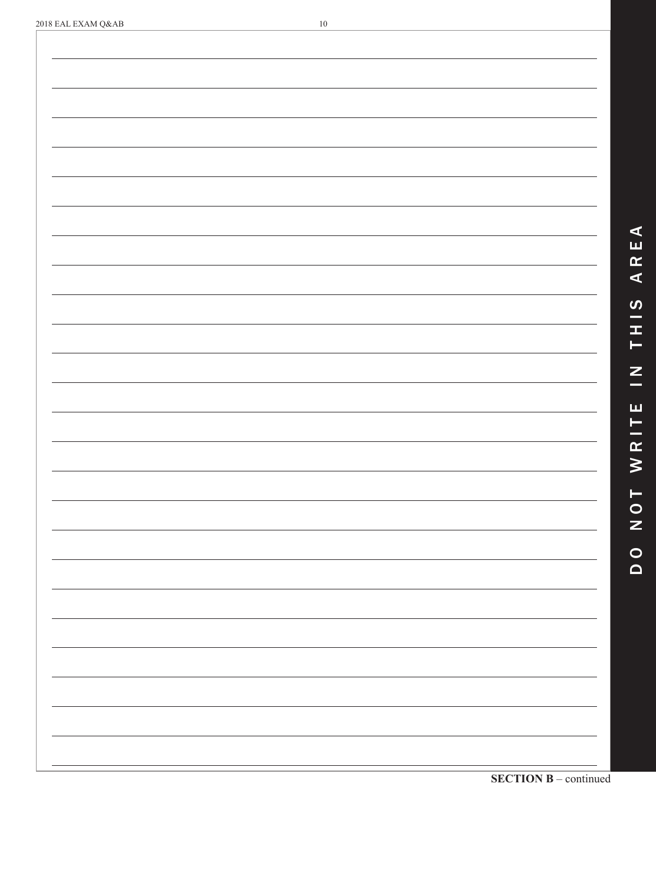SECTION B – continued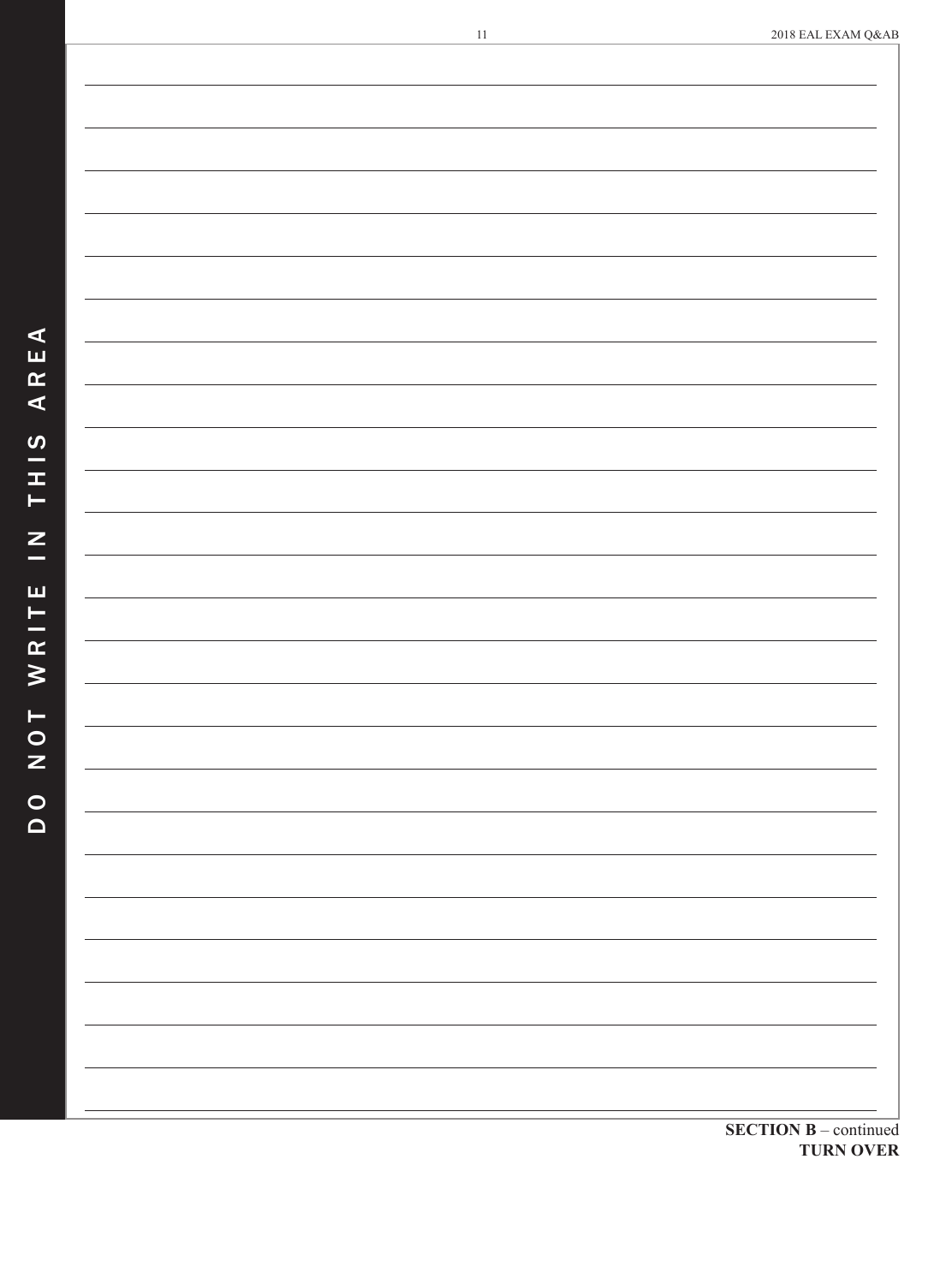SECTION B – continued
TURN OVER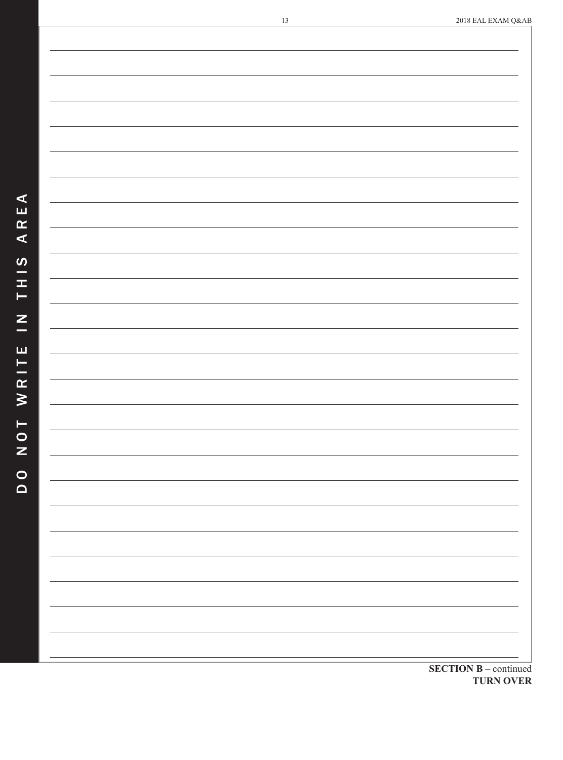**SECTION B** – continued
**TURN OVER**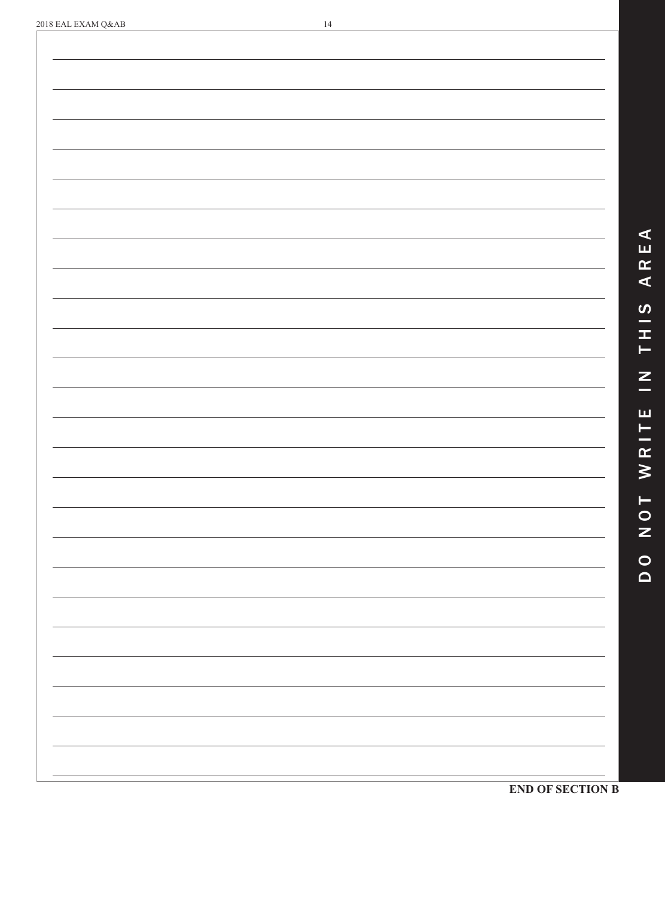**END OF SECTION B**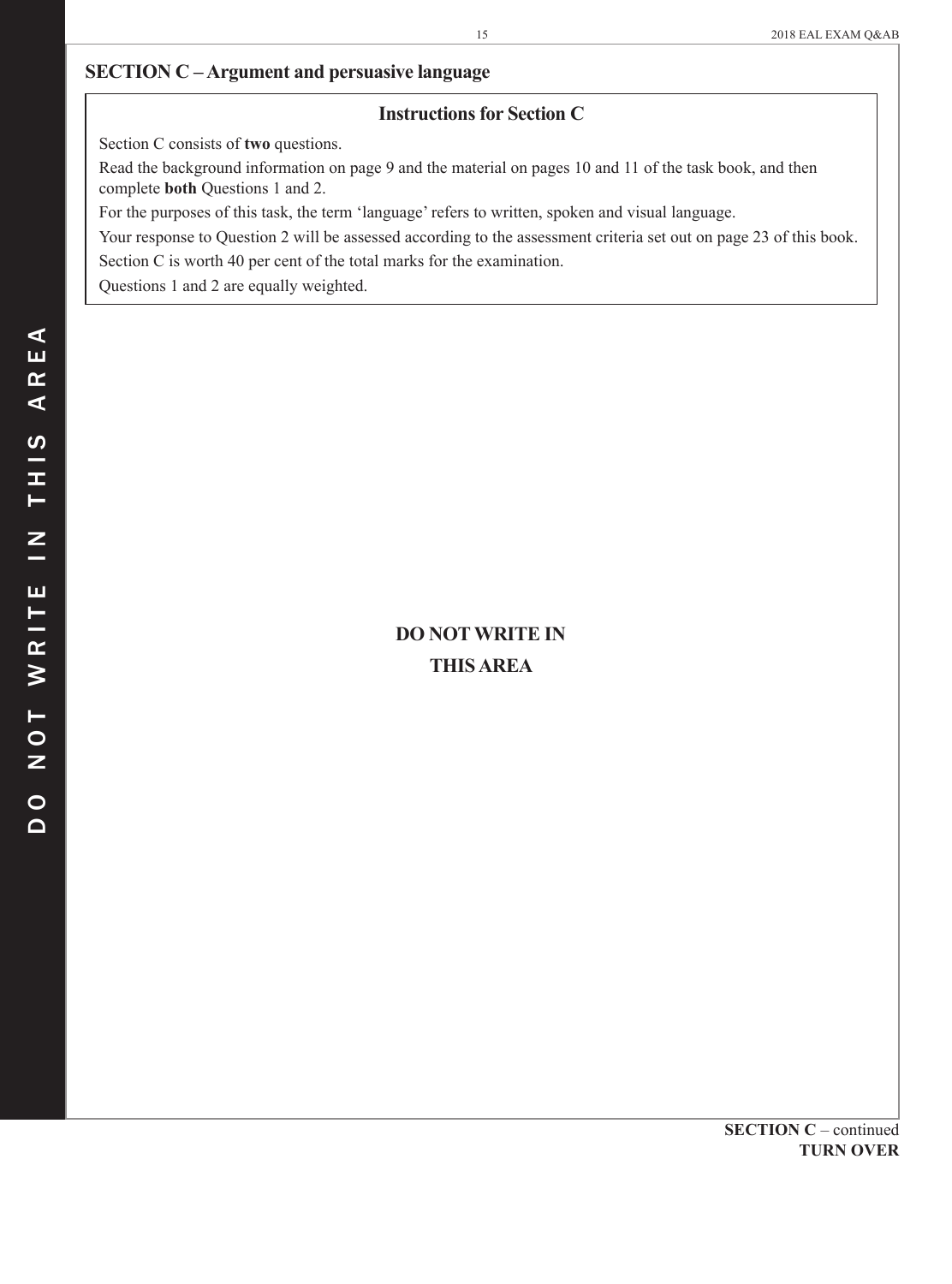## SECTION C – Argument and persuasive language

### Instructions for Section C

Section C consists of **two** questions.

Read the background information on page 9 and the material on pages 10 and 11 of the task book, and then complete **both** Questions 1 and 2.

For the purposes of this task, the term 'language' refers to written, spoken and visual language.

Your response to Question 2 will be assessed according to the assessment criteria set out on page 23 of this book.

Section C is worth 40 per cent of the total marks for the examination.

Questions 1 and 2 are equally weighted.

**DO NOT WRITE IN THIS AREA**

**SECTION C** – continued
**TURN OVER**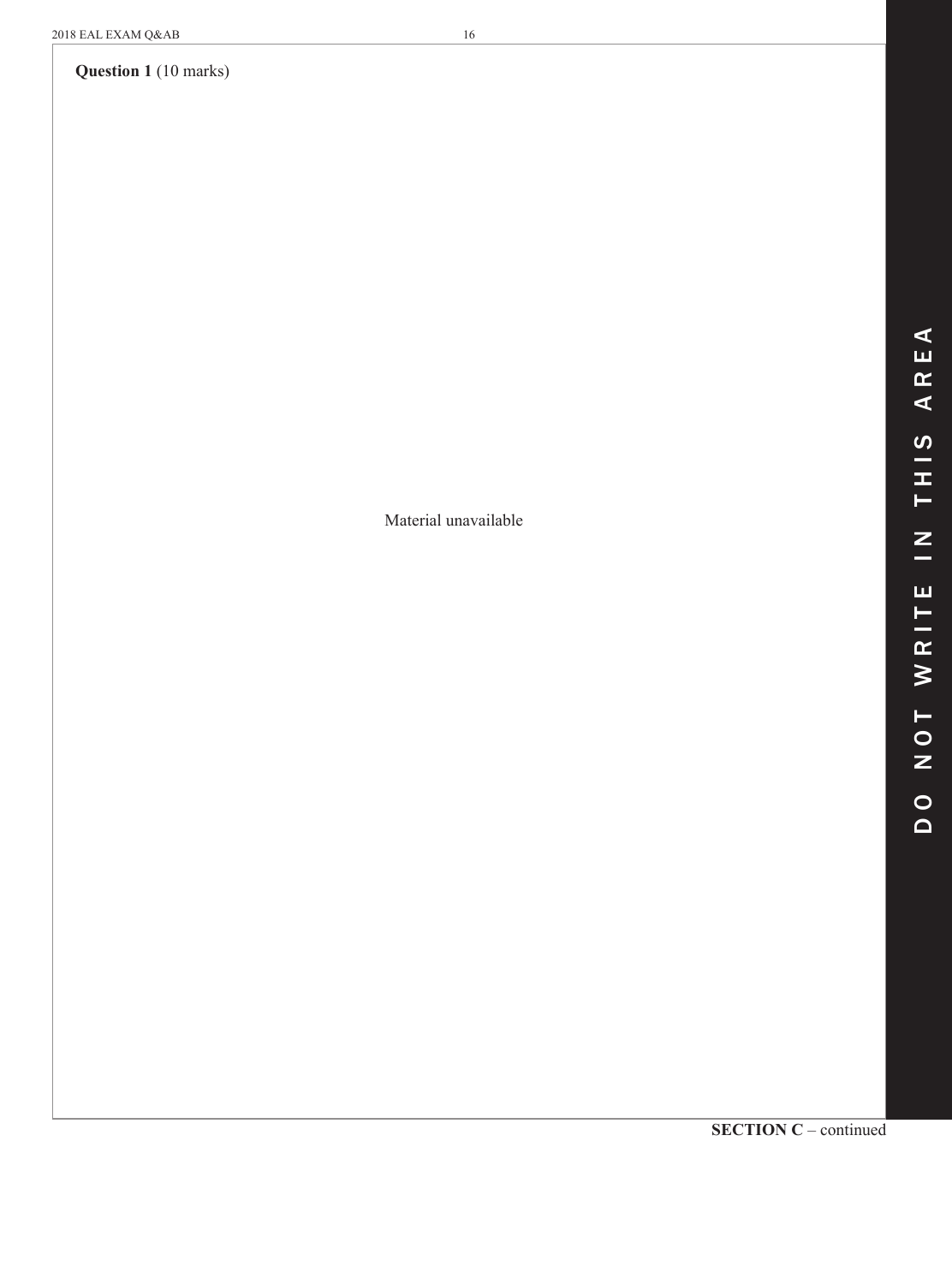**Question 1** (10 marks)

Material unavailable

**SECTION C** – continued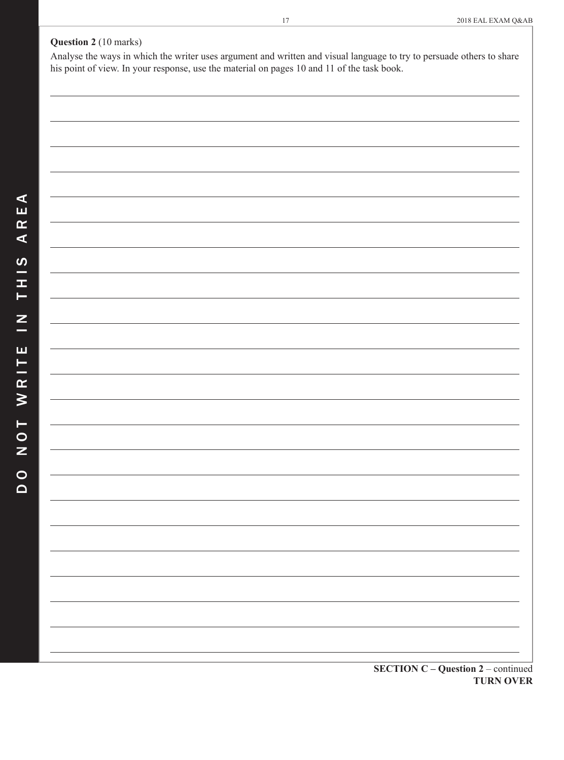**Question 2** (10 marks)

Analyse the ways in which the writer uses argument and written and visual language to try to persuade others to share his point of view. In your response, use the material on pages 10 and 11 of the task book.

**SECTION C – Question 2** – continued
**TURN OVER**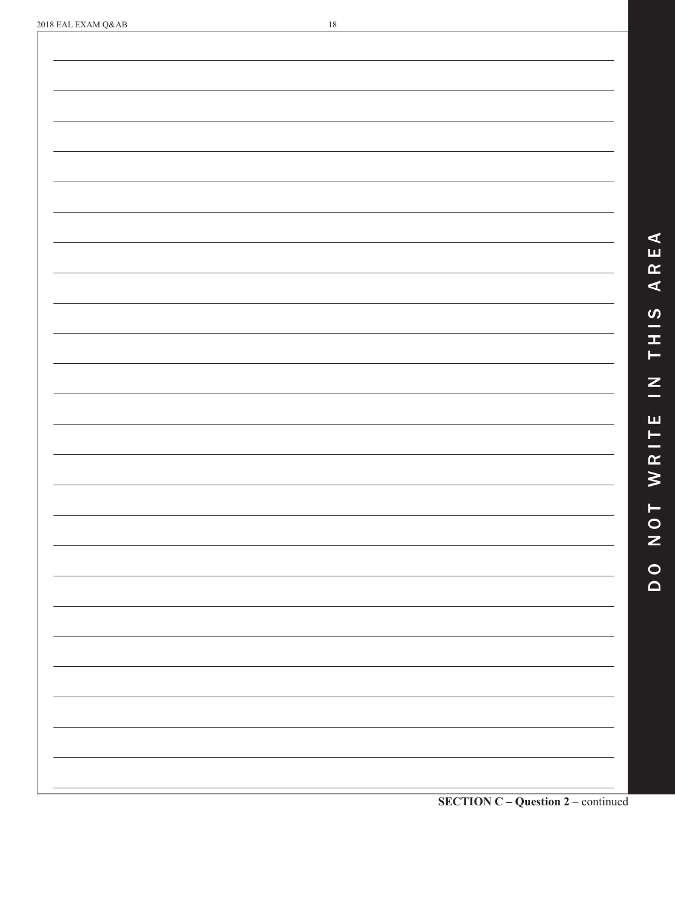**SECTION C – Question 2** – continued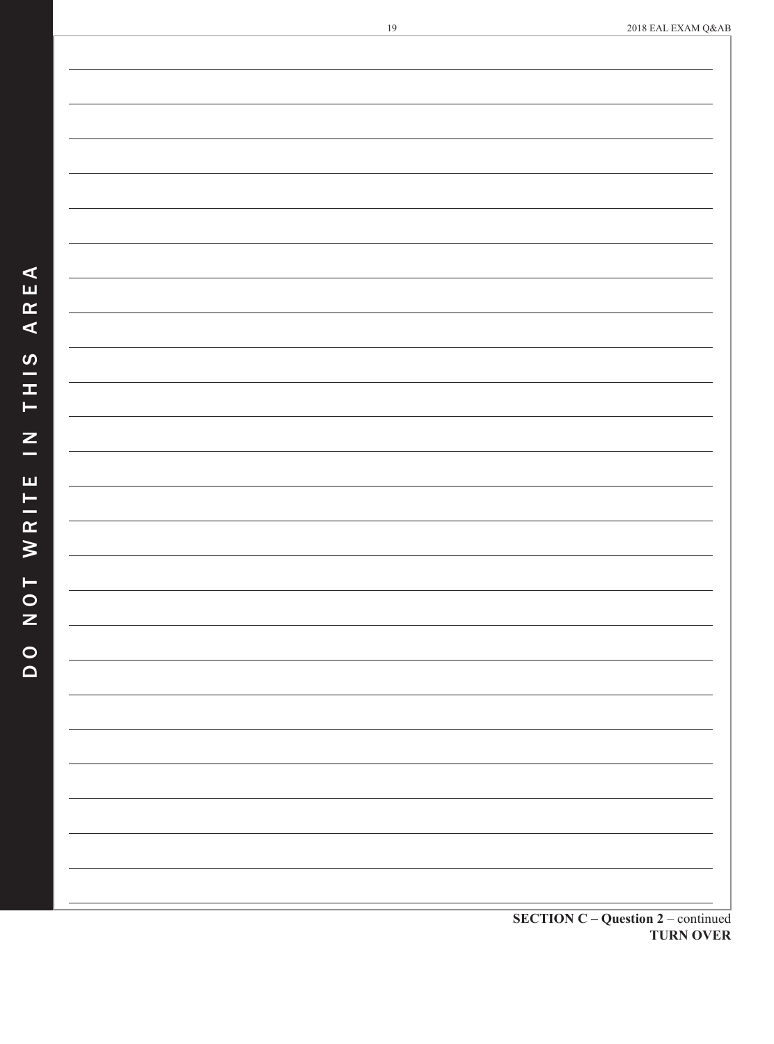**SECTION C – Question 2** – continued
**TURN OVER**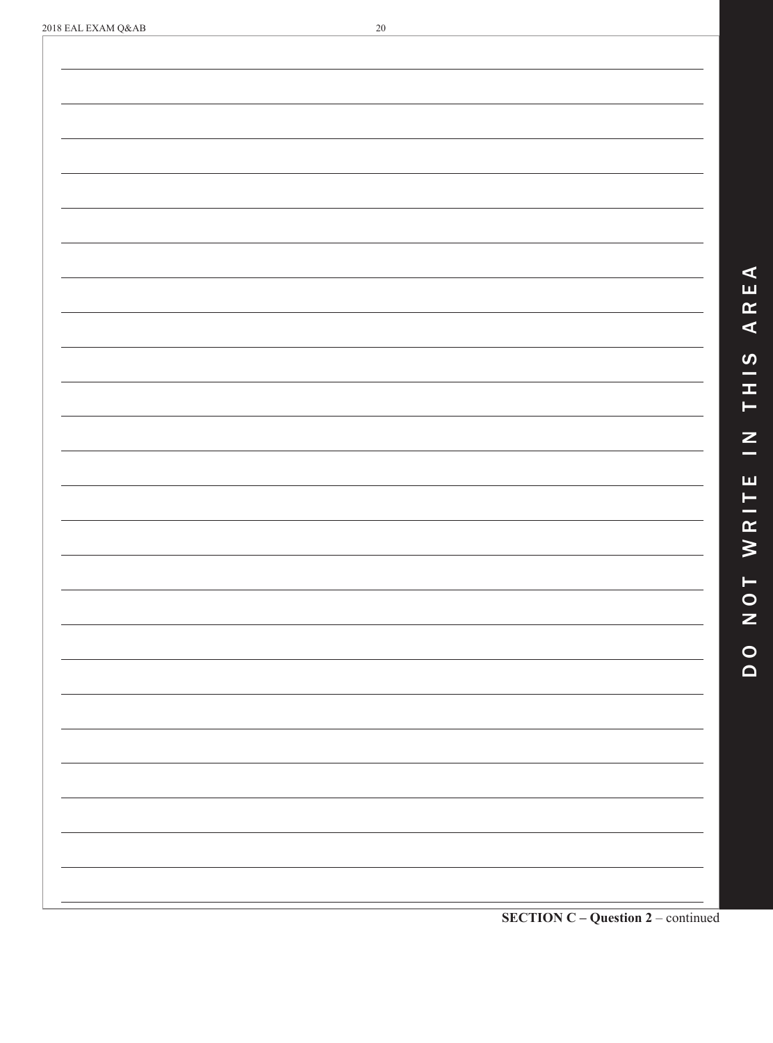**SECTION C – Question 2** – continued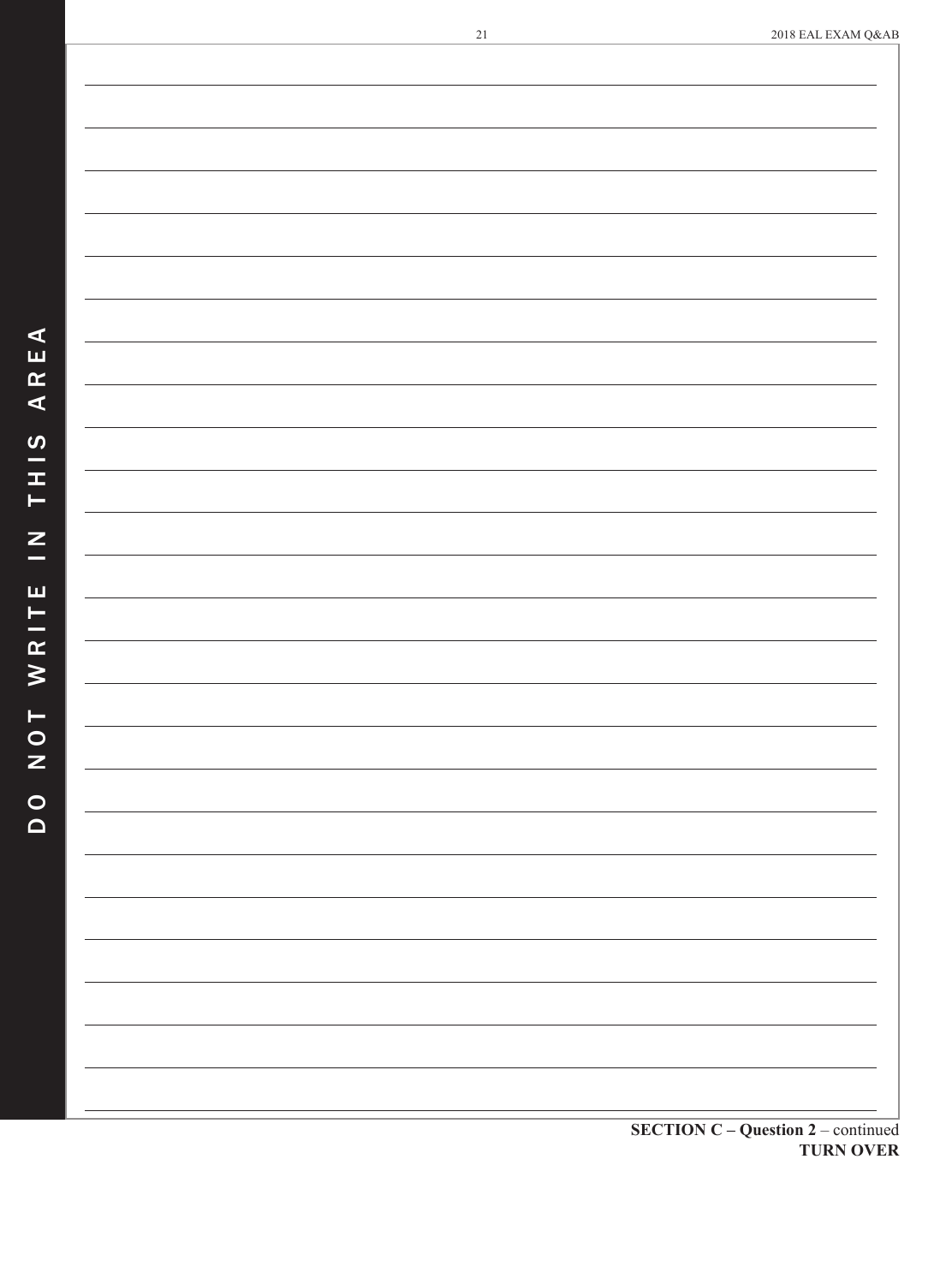**SECTION C – Question 2** – continued
**TURN OVER**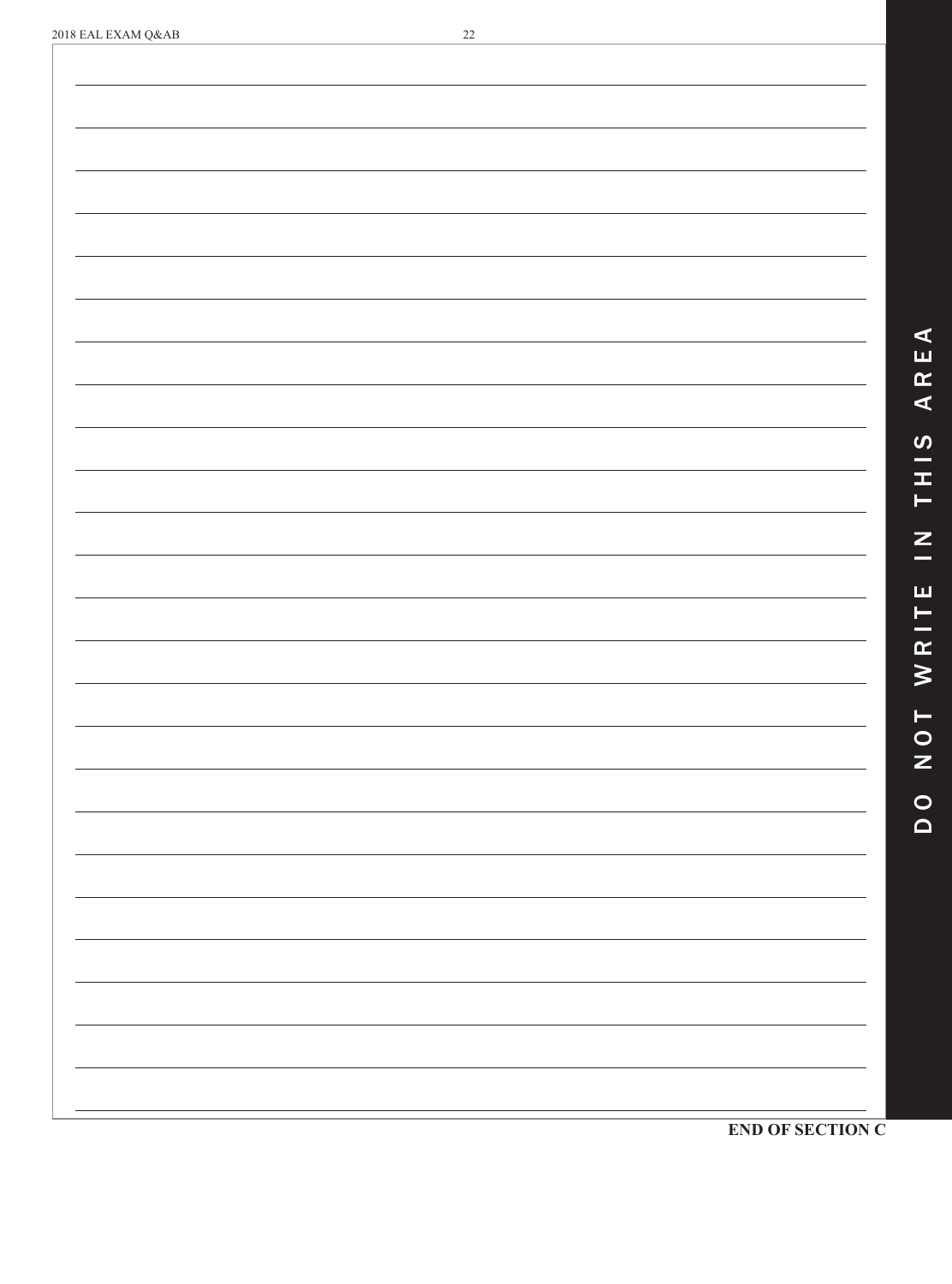**END OF SECTION C**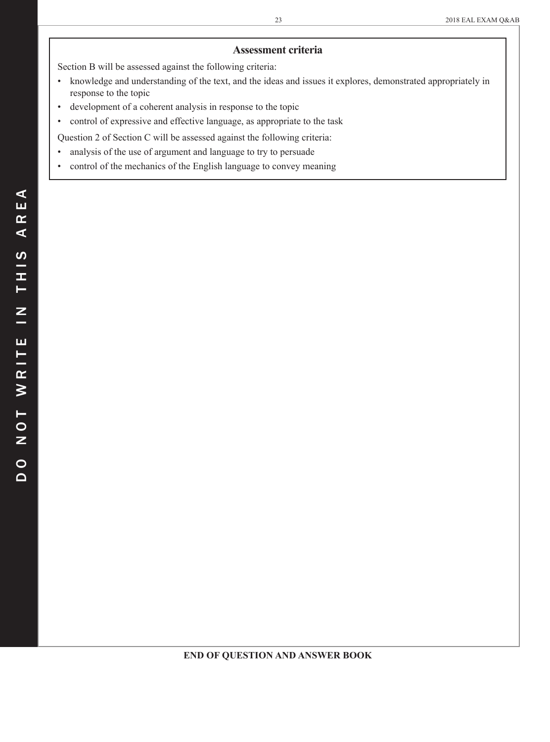## Assessment criteria

Section B will be assessed against the following criteria:

- knowledge and understanding of the text, and the ideas and issues it explores, demonstrated appropriately in response to the topic
- development of a coherent analysis in response to the topic
- control of expressive and effective language, as appropriate to the task

Question 2 of Section C will be assessed against the following criteria:

- analysis of the use of argument and language to try to persuade
- control of the mechanics of the English language to convey meaning

**END OF QUESTION AND ANSWER BOOK**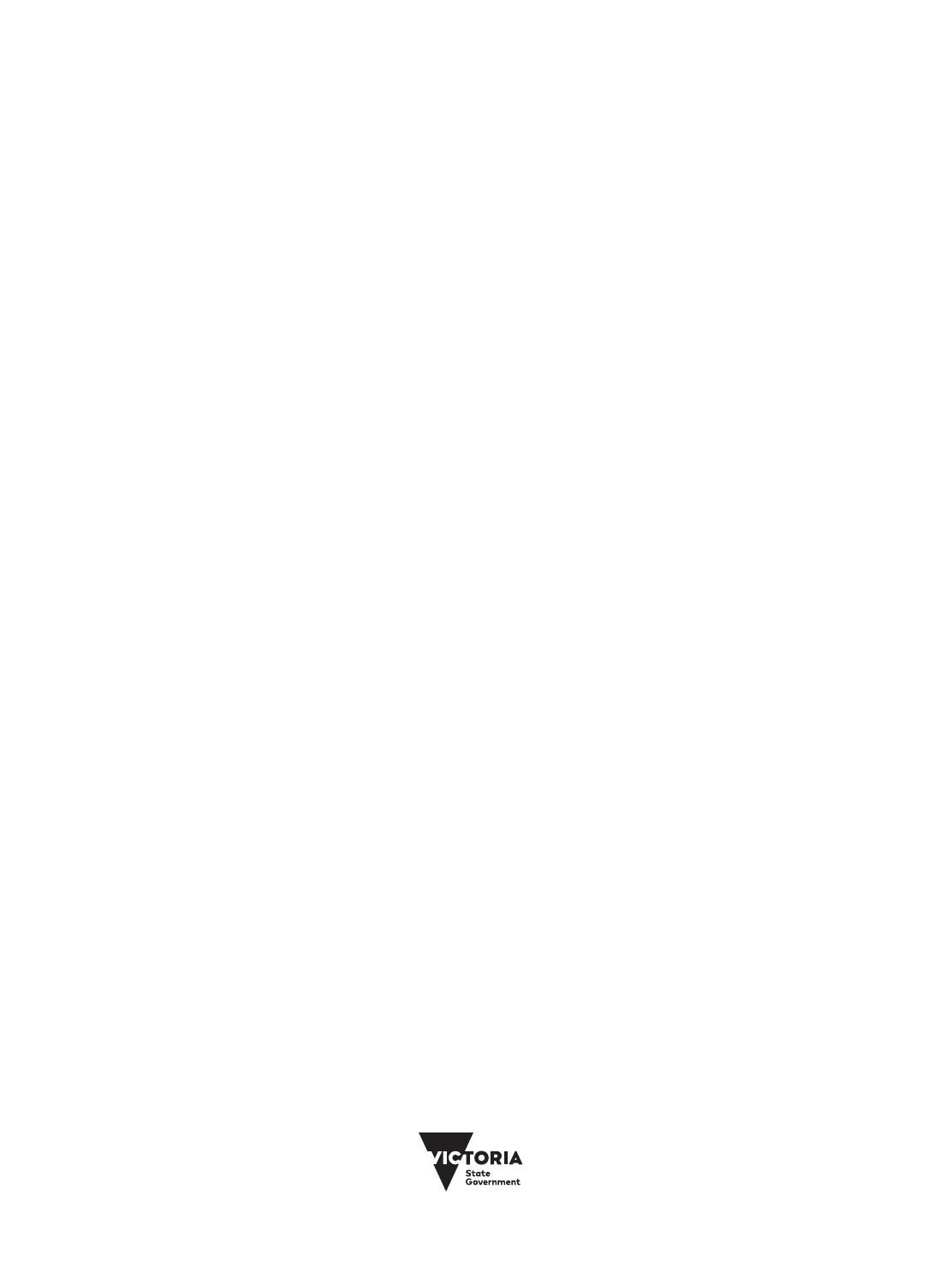VICTORIA
State
Government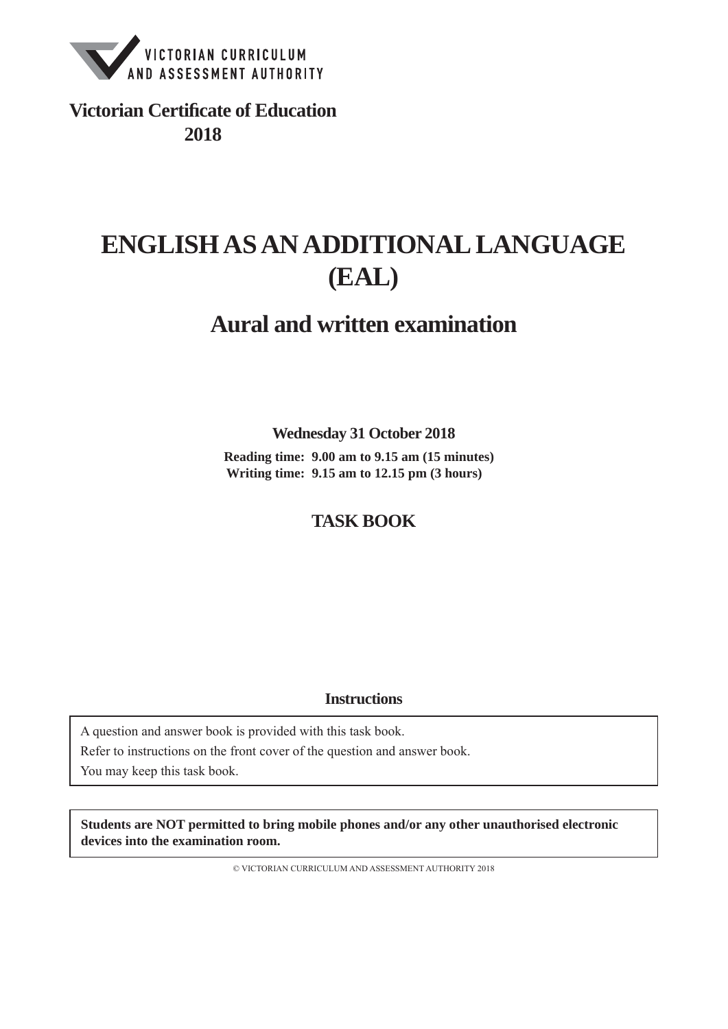Victorian Certificate of Education
2018

# ENGLISH AS AN ADDITIONAL LANGUAGE (EAL)

## Aural and written examination

**Wednesday 31 October 2018**

**Reading time: 9.00 am to 9.15 am (15 minutes)**
**Writing time: 9.15 am to 12.15 pm (3 hours)**

## TASK BOOK

### Instructions

A question and answer book is provided with this task book.
Refer to instructions on the front cover of the question and answer book.
You may keep this task book.

**Students are NOT permitted to bring mobile phones and/or any other unauthorised electronic devices into the examination room.**

© VICTORIAN CURRICULUM AND ASSESSMENT AUTHORITY 2018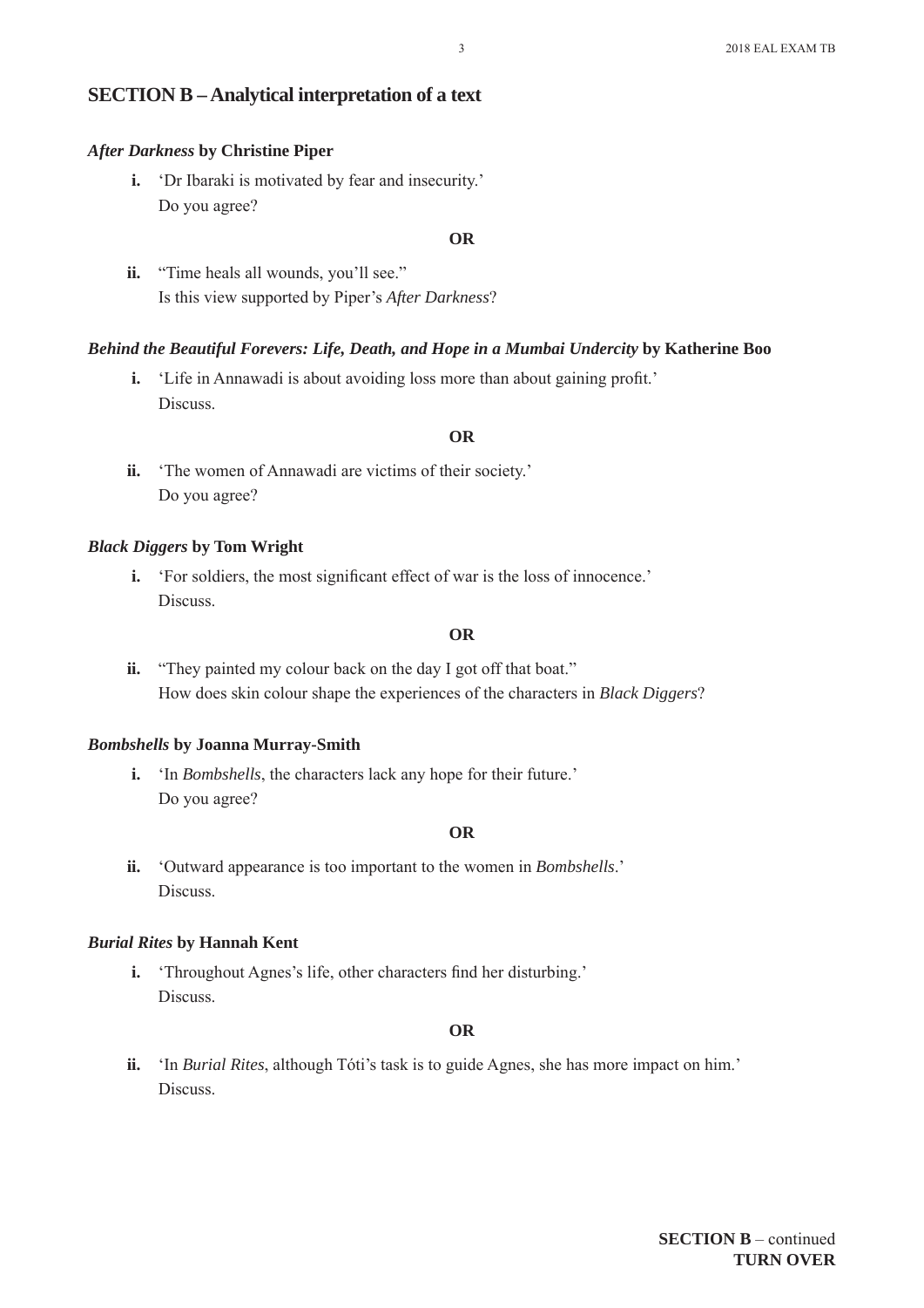## SECTION B – Analytical interpretation of a text

### *After Darkness* by Christine Piper

**i.** 'Dr Ibaraki is motivated by fear and insecurity.'
Do you agree?

**OR**

**ii.** "Time heals all wounds, you'll see."
Is this view supported by Piper's *After Darkness*?

### *Behind the Beautiful Forevers: Life, Death, and Hope in a Mumbai Undercity* by Katherine Boo

**i.** 'Life in Annawadi is about avoiding loss more than about gaining profit.'
Discuss.

**OR**

**ii.** 'The women of Annawadi are victims of their society.'
Do you agree?

### *Black Diggers* by Tom Wright

**i.** 'For soldiers, the most significant effect of war is the loss of innocence.'
Discuss.

**OR**

**ii.** "They painted my colour back on the day I got off that boat."
How does skin colour shape the experiences of the characters in *Black Diggers*?

### *Bombshells* by Joanna Murray-Smith

**i.** 'In *Bombshells*, the characters lack any hope for their future.'
Do you agree?

**OR**

**ii.** 'Outward appearance is too important to the women in *Bombshells*.'
Discuss.

### *Burial Rites* by Hannah Kent

**i.** 'Throughout Agnes's life, other characters find her disturbing.'
Discuss.

**OR**

**ii.** 'In *Burial Rites*, although Tóti's task is to guide Agnes, she has more impact on him.'
Discuss.

**SECTION B** – continued
**TURN OVER**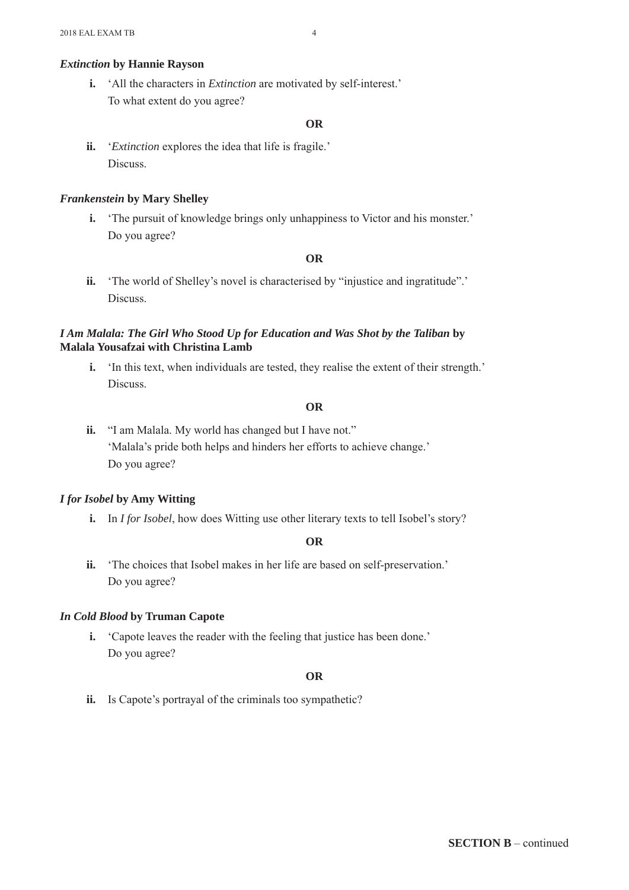### *Extinction* by Hannie Rayson

**i.** 'All the characters in *Extinction* are motivated by self-interest.'
To what extent do you agree?

**OR**

**ii.** '*Extinction* explores the idea that life is fragile.'
Discuss.

### *Frankenstein* by Mary Shelley

**i.** 'The pursuit of knowledge brings only unhappiness to Victor and his monster.'
Do you agree?

**OR**

**ii.** 'The world of Shelley's novel is characterised by "injustice and ingratitude".'
Discuss.

### *I Am Malala: The Girl Who Stood Up for Education and Was Shot by the Taliban* by Malala Yousafzai with Christina Lamb

**i.** 'In this text, when individuals are tested, they realise the extent of their strength.'
Discuss.

**OR**

**ii.** "I am Malala. My world has changed but I have not."
'Malala's pride both helps and hinders her efforts to achieve change.'
Do you agree?

### *I for Isobel* by Amy Witting

**i.** In *I for Isobel*, how does Witting use other literary texts to tell Isobel's story?

**OR**

**ii.** 'The choices that Isobel makes in her life are based on self-preservation.'
Do you agree?

### *In Cold Blood* by Truman Capote

**i.** 'Capote leaves the reader with the feeling that justice has been done.'
Do you agree?

**OR**

**ii.** Is Capote's portrayal of the criminals too sympathetic?

**SECTION B** – continued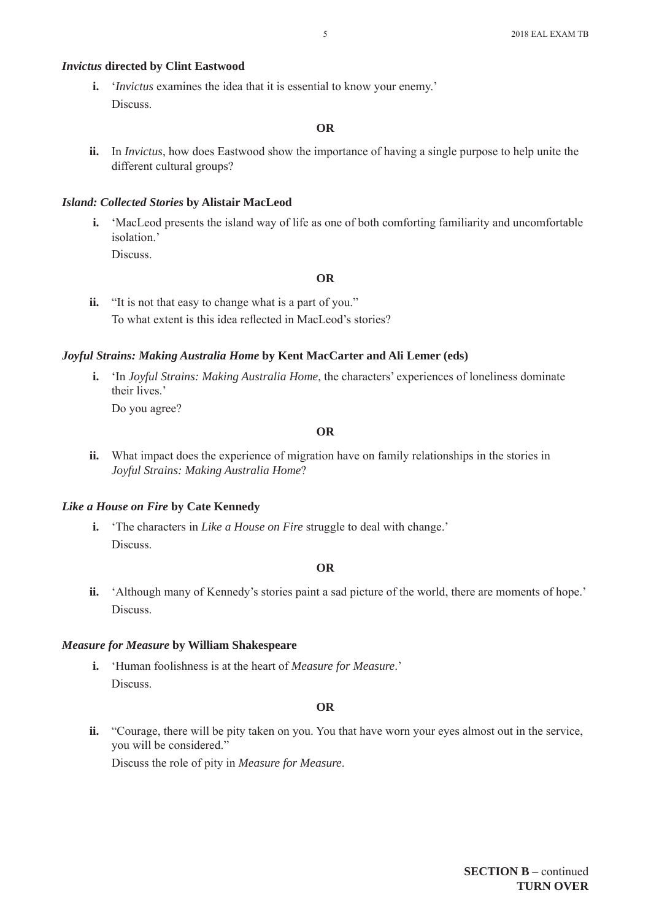***Invictus* directed by Clint Eastwood**

**i.** '*Invictus* examines the idea that it is essential to know your enemy.'
Discuss.

**OR**

**ii.** In *Invictus*, how does Eastwood show the importance of having a single purpose to help unite the different cultural groups?

***Island: Collected Stories* by Alistair MacLeod**

**i.** 'MacLeod presents the island way of life as one of both comforting familiarity and uncomfortable isolation.'
Discuss.

**OR**

**ii.** "It is not that easy to change what is a part of you."
To what extent is this idea reflected in MacLeod's stories?

***Joyful Strains: Making Australia Home* by Kent MacCarter and Ali Lemer (eds)**

**i.** 'In *Joyful Strains: Making Australia Home*, the characters' experiences of loneliness dominate their lives.'
Do you agree?

**OR**

**ii.** What impact does the experience of migration have on family relationships in the stories in *Joyful Strains: Making Australia Home*?

***Like a House on Fire* by Cate Kennedy**

**i.** 'The characters in *Like a House on Fire* struggle to deal with change.'
Discuss.

**OR**

**ii.** 'Although many of Kennedy's stories paint a sad picture of the world, there are moments of hope.'
Discuss.

***Measure for Measure* by William Shakespeare**

**i.** 'Human foolishness is at the heart of *Measure for Measure*.'
Discuss.

**OR**

**ii.** "Courage, there will be pity taken on you. You that have worn your eyes almost out in the service, you will be considered."
Discuss the role of pity in *Measure for Measure*.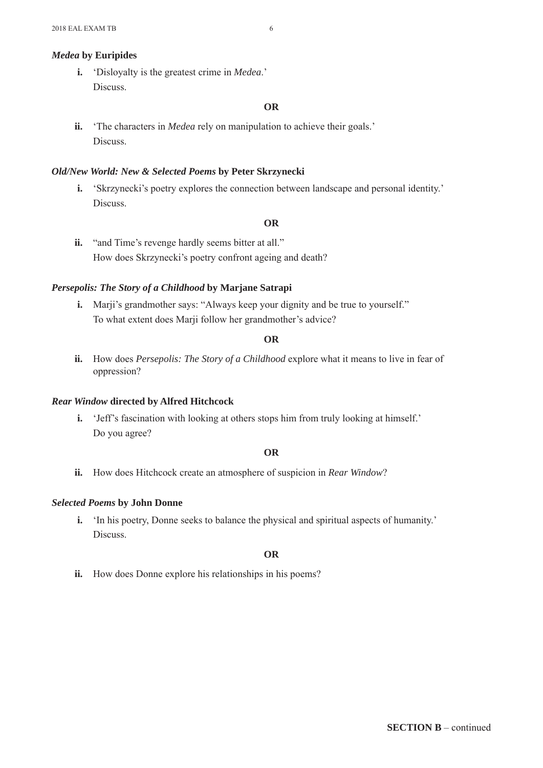***Medea* by Euripides**

**i.** ‘Disloyalty is the greatest crime in *Medea*.’
Discuss.

**OR**

**ii.** ‘The characters in *Medea* rely on manipulation to achieve their goals.’
Discuss.

***Old/New World: New & Selected Poems* by Peter Skrzynecki**

**i.** ‘Skrzynecki’s poetry explores the connection between landscape and personal identity.’
Discuss.

**OR**

**ii.** “and Time’s revenge hardly seems bitter at all.”
How does Skrzynecki’s poetry confront ageing and death?

***Persepolis: The Story of a Childhood* by Marjane Satrapi**

**i.** Marji’s grandmother says: “Always keep your dignity and be true to yourself.”
To what extent does Marji follow her grandmother’s advice?

**OR**

**ii.** How does *Persepolis: The Story of a Childhood* explore what it means to live in fear of oppression?

***Rear Window* directed by Alfred Hitchcock**

**i.** ‘Jeff’s fascination with looking at others stops him from truly looking at himself.’
Do you agree?

**OR**

**ii.** How does Hitchcock create an atmosphere of suspicion in *Rear Window*?

***Selected Poems* by John Donne**

**i.** ‘In his poetry, Donne seeks to balance the physical and spiritual aspects of humanity.’
Discuss.

**OR**

**ii.** How does Donne explore his relationships in his poems?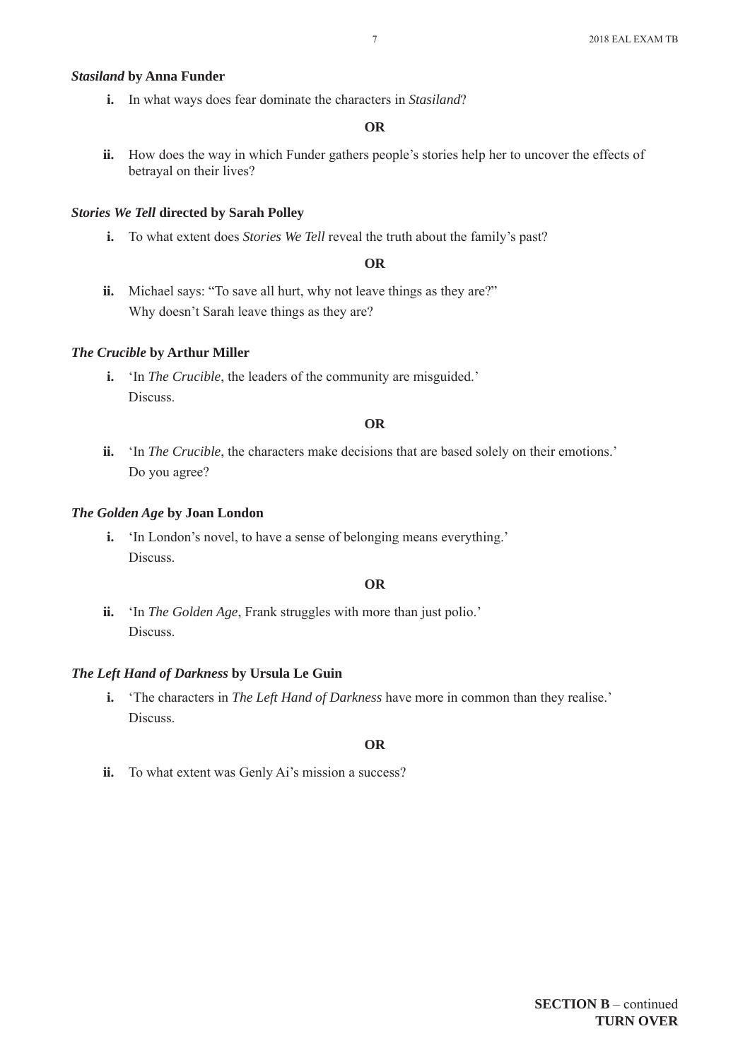***Stasiland* by Anna Funder**

**i.** In what ways does fear dominate the characters in *Stasiland*?

**OR**

**ii.** How does the way in which Funder gathers people's stories help her to uncover the effects of betrayal on their lives?

***Stories We Tell* directed by Sarah Polley**

**i.** To what extent does *Stories We Tell* reveal the truth about the family's past?

**OR**

**ii.** Michael says: "To save all hurt, why not leave things as they are?"
Why doesn't Sarah leave things as they are?

***The Crucible* by Arthur Miller**

**i.** 'In *The Crucible*, the leaders of the community are misguided.'
Discuss.

**OR**

**ii.** 'In *The Crucible*, the characters make decisions that are based solely on their emotions.'
Do you agree?

***The Golden Age* by Joan London**

**i.** 'In London's novel, to have a sense of belonging means everything.'
Discuss.

**OR**

**ii.** 'In *The Golden Age*, Frank struggles with more than just polio.'
Discuss.

***The Left Hand of Darkness* by Ursula Le Guin**

**i.** 'The characters in *The Left Hand of Darkness* have more in common than they realise.'
Discuss.

**OR**

**ii.** To what extent was Genly Ai's mission a success?

**SECTION B** – continued
**TURN OVER**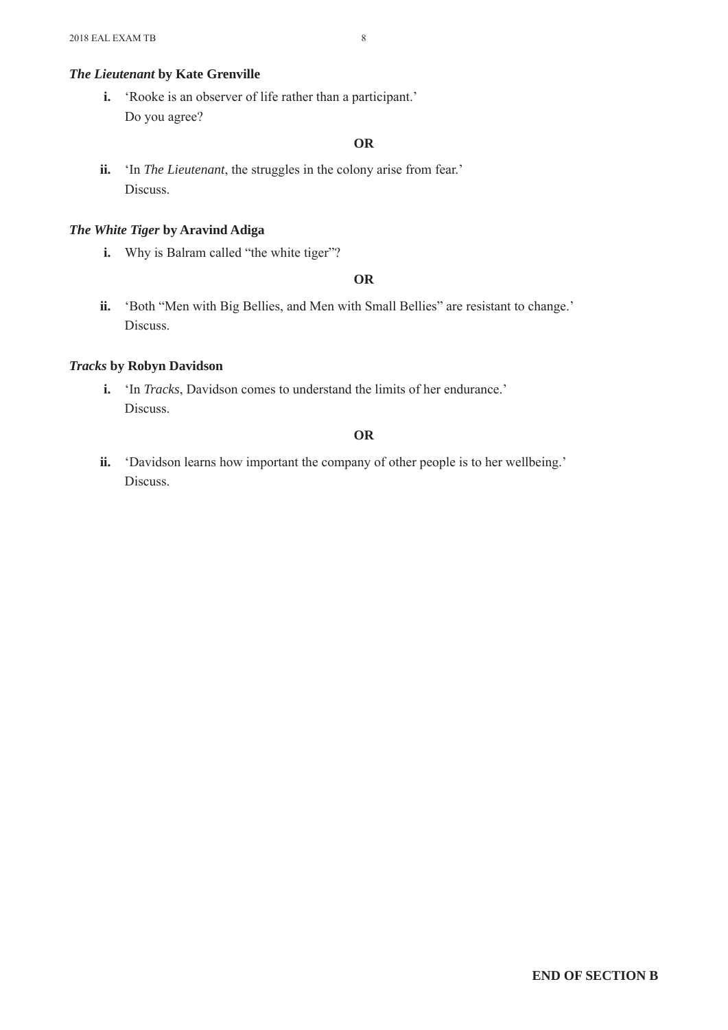***The Lieutenant* by Kate Grenville**

**i.** 'Rooke is an observer of life rather than a participant.'
Do you agree?

**OR**

**ii.** 'In *The Lieutenant*, the struggles in the colony arise from fear.'
Discuss.

***The White Tiger* by Aravind Adiga**

**i.** Why is Balram called "the white tiger"?

**OR**

**ii.** 'Both "Men with Big Bellies, and Men with Small Bellies" are resistant to change.'
Discuss.

***Tracks* by Robyn Davidson**

**i.** 'In *Tracks*, Davidson comes to understand the limits of her endurance.'
Discuss.

**OR**

**ii.** 'Davidson learns how important the company of other people is to her wellbeing.'
Discuss.

**END OF SECTION B**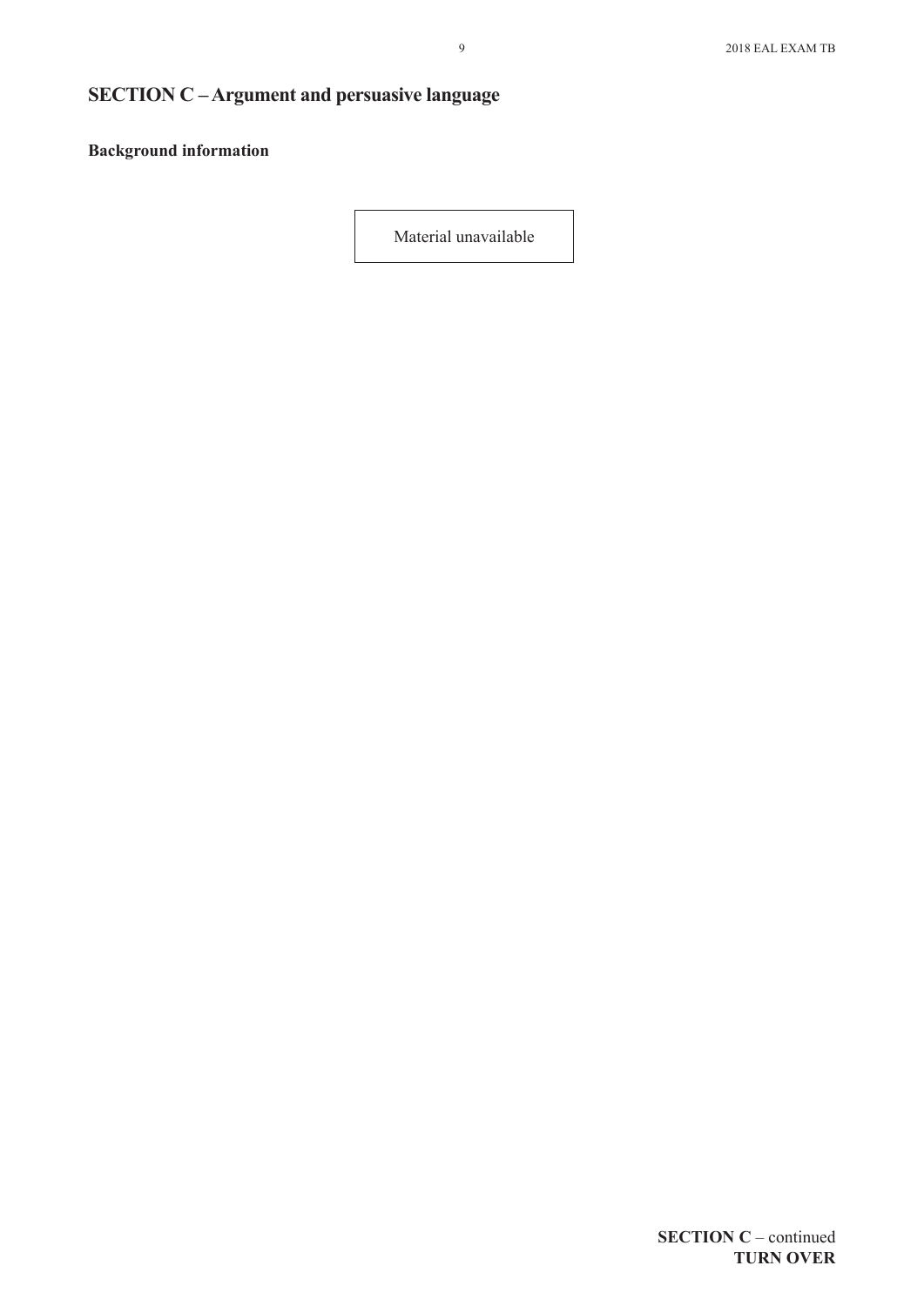## SECTION C – Argument and persuasive language

**Background information**

Material unavailable

**SECTION C** – continued
**TURN OVER**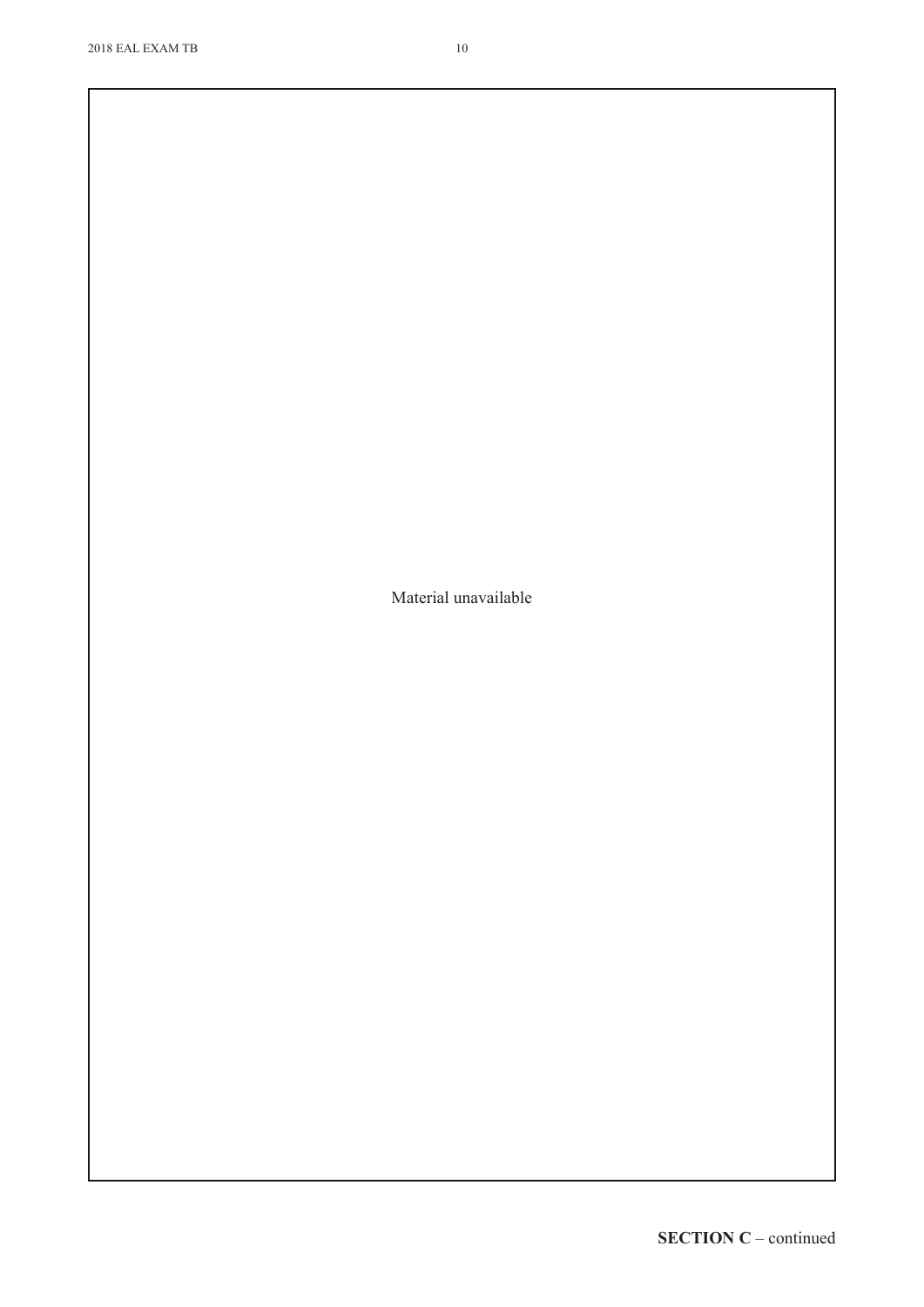Material unavailable

**SECTION C** – continued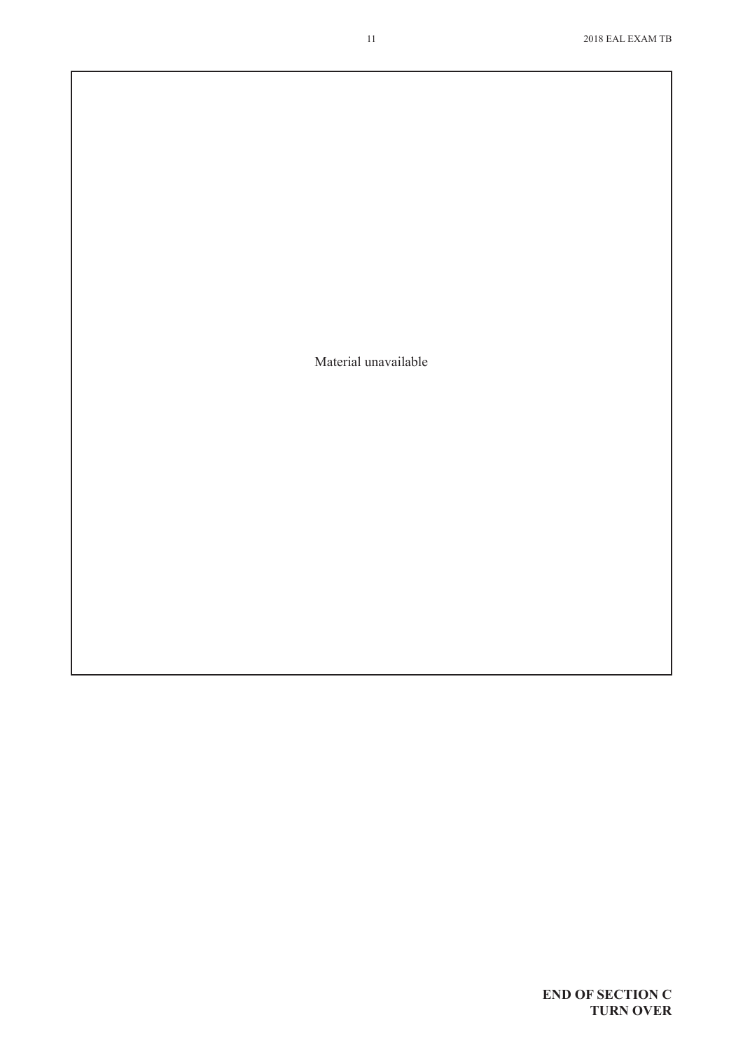Material unavailable

**END OF SECTION C**
**TURN OVER**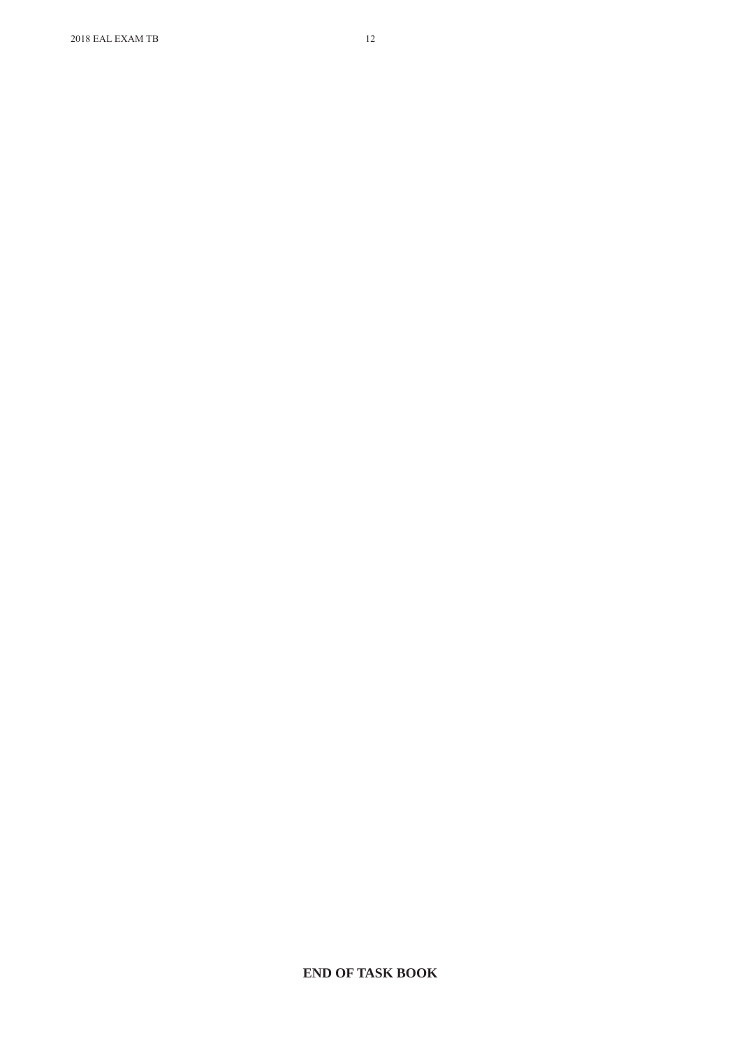**END OF TASK BOOK**